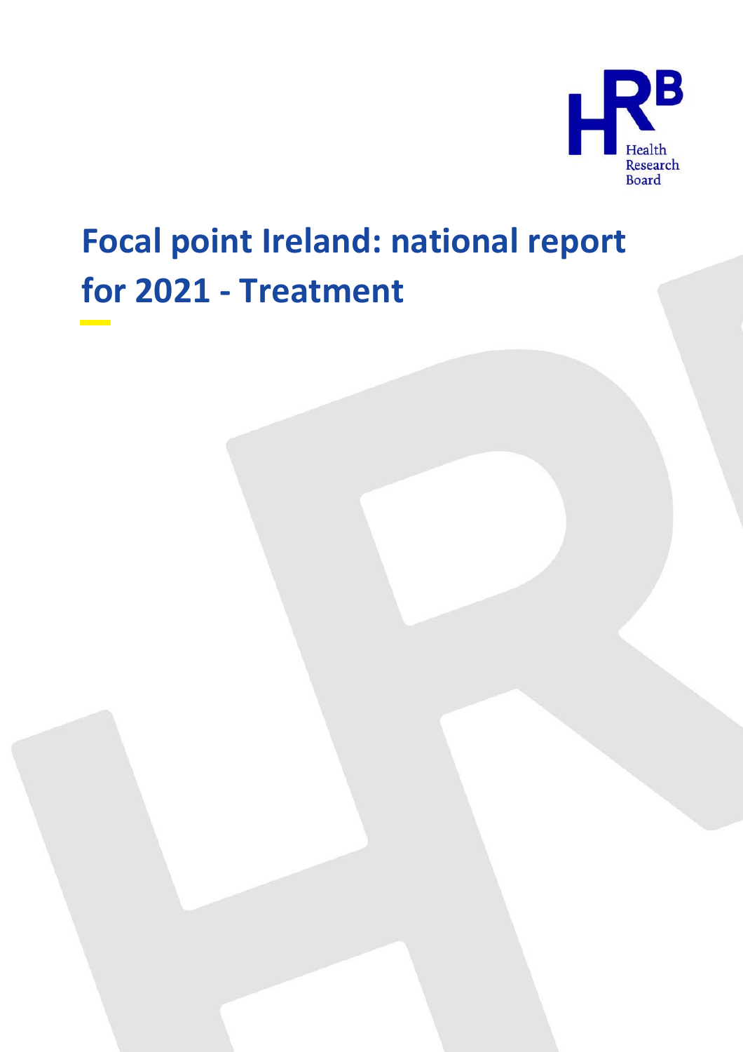# Focal point Ireland: national report for 2021 - Treatment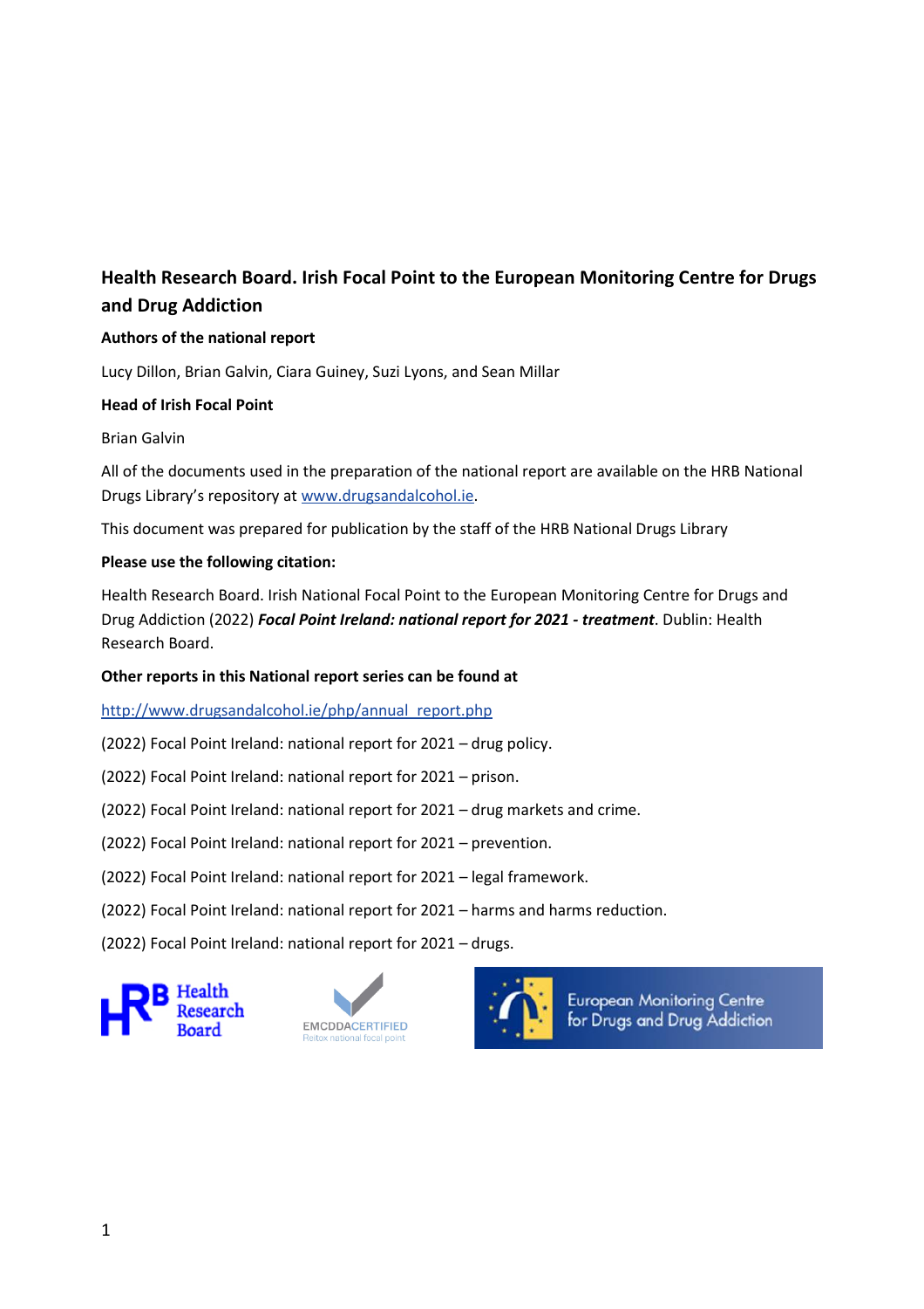## Health Research Board. Irish Focal Point to the European Monitoring Centre for Drugs and Drug Addiction

**Authors of the national report**

Lucy Dillon, Brian Galvin, Ciara Guiney, Suzi Lyons, and Sean Millar

**Head of Irish Focal Point**

Brian Galvin

All of the documents used in the preparation of the national report are available on the HRB National Drugs Library's repository at www.drugsandalcohol.ie.

This document was prepared for publication by the staff of the HRB National Drugs Library

**Please use the following citation:**

Health Research Board. Irish National Focal Point to the European Monitoring Centre for Drugs and Drug Addiction (2022) ***Focal Point Ireland: national report for 2021 - treatment***. Dublin: Health Research Board.

**Other reports in this National report series can be found at**

http://www.drugsandalcohol.ie/php/annual_report.php

(2022) Focal Point Ireland: national report for 2021 – drug policy.

(2022) Focal Point Ireland: national report for 2021 – prison.

(2022) Focal Point Ireland: national report for 2021 – drug markets and crime.

(2022) Focal Point Ireland: national report for 2021 – prevention.

(2022) Focal Point Ireland: national report for 2021 – legal framework.

(2022) Focal Point Ireland: national report for 2021 – harms and harms reduction.

(2022) Focal Point Ireland: national report for 2021 – drugs.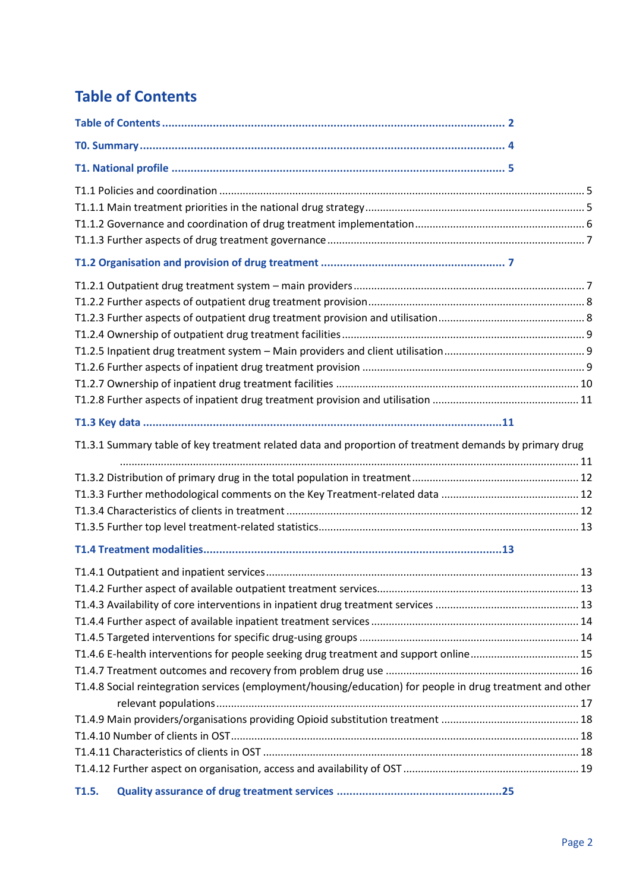# Table of Contents

**Table of Contents ........................................................................................................... 2**

**T0. Summary .................................................................................................................. 4**

**T1. National profile ........................................................................................................ 5**

T1.1 Policies and coordination ........................................................................................................... 5
T1.1.1 Main treatment priorities in the national drug strategy ........................................................... 5
T1.1.2 Governance and coordination of drug treatment implementation ........................................... 6
T1.1.3 Further aspects of drug treatment governance ...................................................................... 7

**T1.2 Organisation and provision of drug treatment ......................................................... 7**

T1.2.1 Outpatient drug treatment system – main providers ............................................................... 7
T1.2.2 Further aspects of outpatient drug treatment provision ........................................................... 8
T1.2.3 Further aspects of outpatient drug treatment provision and utilisation .................................... 8
T1.2.4 Ownership of outpatient drug treatment facilities .................................................................... 9
T1.2.5 Inpatient drug treatment system – Main providers and client utilisation ................................. 9
T1.2.6 Further aspects of inpatient drug treatment provision ............................................................ 9
T1.2.7 Ownership of inpatient drug treatment facilities .................................................................... 10
T1.2.8 Further aspects of inpatient drug treatment provision and utilisation ................................... 11

**T1.3 Key data ....................................................................................................................11**

T1.3.1 Summary table of key treatment related data and proportion of treatment demands by primary drug .......................................................................................................................................... 11
T1.3.2 Distribution of primary drug in the total population in treatment .......................................... 12
T1.3.3 Further methodological comments on the Key Treatment-related data ................................ 12
T1.3.4 Characteristics of clients in treatment .................................................................................. 12
T1.3.5 Further top level treatment-related statistics ......................................................................... 13

**T1.4 Treatment modalities.................................................................................................13**

T1.4.1 Outpatient and inpatient services .......................................................................................... 13
T1.4.2 Further aspect of available outpatient treatment services ..................................................... 13
T1.4.3 Availability of core interventions in inpatient drug treatment services .................................. 13
T1.4.4 Further aspect of available inpatient treatment services ....................................................... 14
T1.4.5 Targeted interventions for specific drug-using groups ........................................................... 14
T1.4.6 E-health interventions for people seeking drug treatment and support online ..................... 15
T1.4.7 Treatment outcomes and recovery from problem drug use .................................................. 16
T1.4.8 Social reintegration services (employment/housing/education) for people in drug treatment and other relevant populations ........................................................................................................... 17
T1.4.9 Main providers/organisations providing Opioid substitution treatment ................................ 18
T1.4.10 Number of clients in OST ..................................................................................................... 18
T1.4.11 Characteristics of clients in OST .......................................................................................... 18
T1.4.12 Further aspect on organisation, access and availability of OST ........................................... 19

**T1.5. Quality assurance of drug treatment services ....................................................25**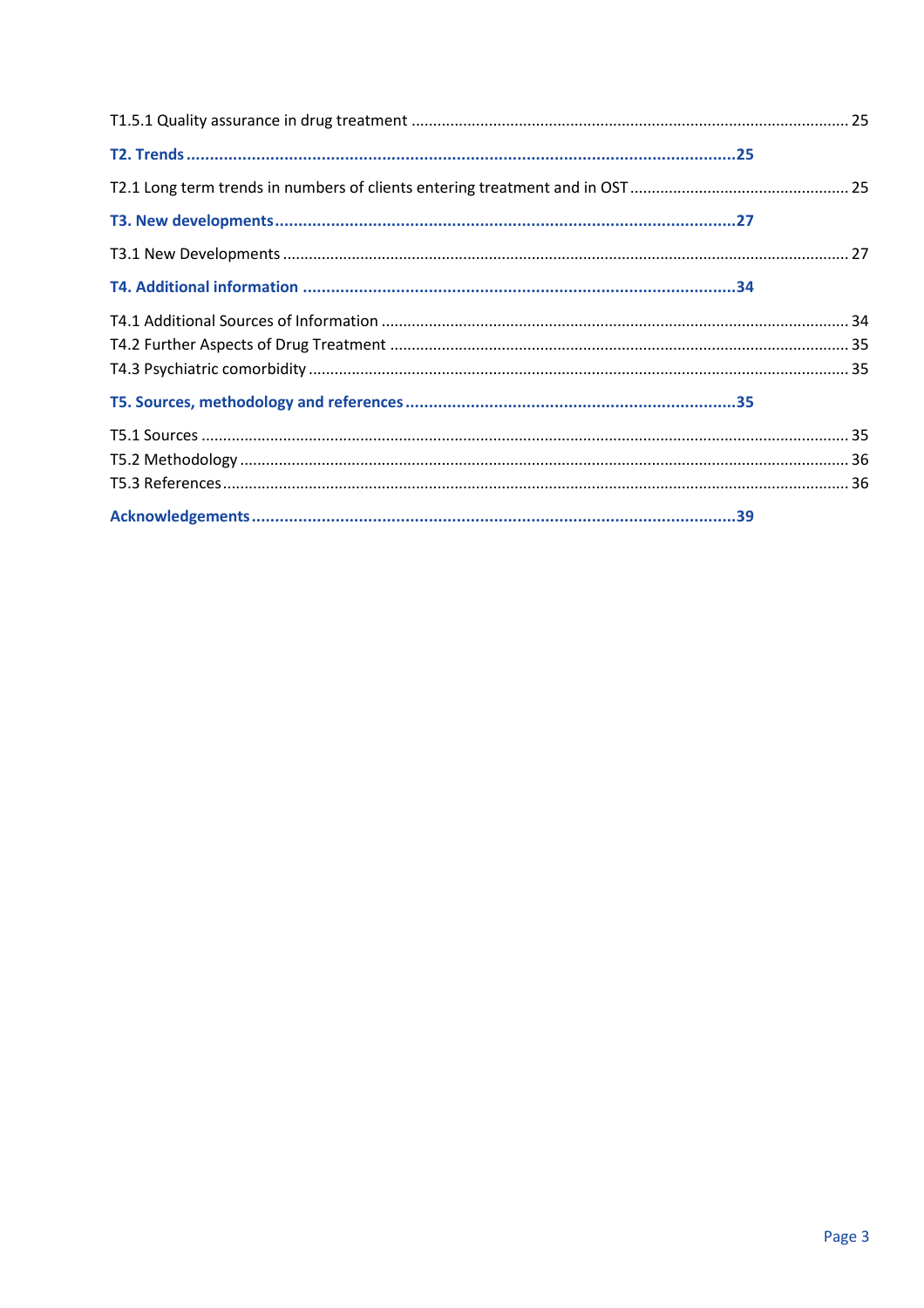T1.5.1 Quality assurance in drug treatment ..................................................................................................... 25

**T2. Trends ......................................................................................................................25**

T2.1 Long term trends in numbers of clients entering treatment and in OST .................................................. 25

**T3. New developments.................................................................................................27**

T3.1 New Developments ................................................................................................................................ 27

**T4. Additional information ............................................................................................34**

T4.1 Additional Sources of Information .......................................................................................................... 34
T4.2 Further Aspects of Drug Treatment ........................................................................................................ 35
T4.3 Psychiatric comorbidity ........................................................................................................................... 35

**T5. Sources, methodology and references.......................................................................35**

T5.1 Sources .................................................................................................................................................... 35
T5.2 Methodology ........................................................................................................................................... 36
T5.3 References............................................................................................................................................... 36

**Acknowledgements.......................................................................................................39**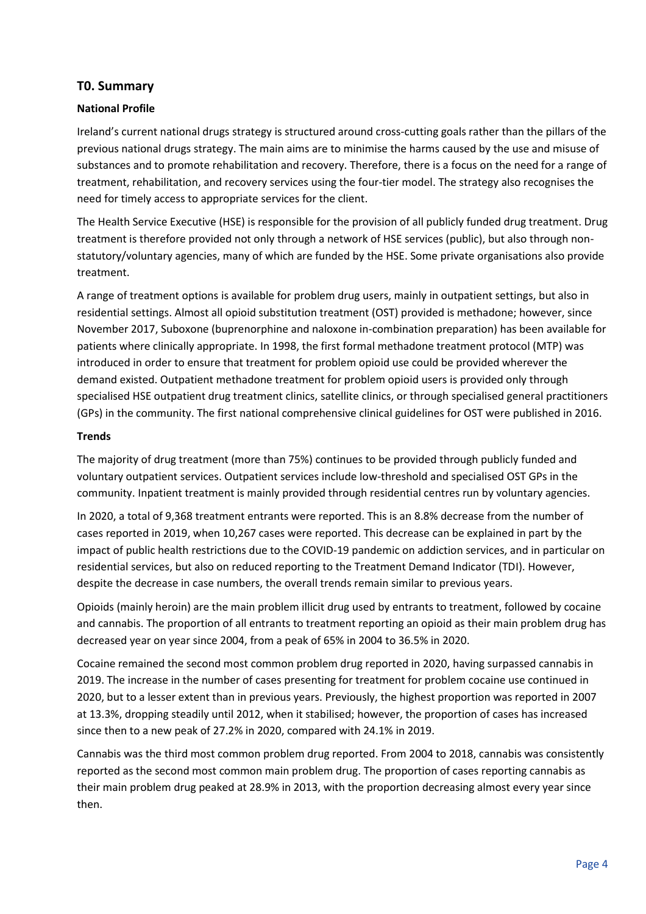## T0. Summary

### National Profile

Ireland's current national drugs strategy is structured around cross-cutting goals rather than the pillars of the previous national drugs strategy. The main aims are to minimise the harms caused by the use and misuse of substances and to promote rehabilitation and recovery. Therefore, there is a focus on the need for a range of treatment, rehabilitation, and recovery services using the four-tier model. The strategy also recognises the need for timely access to appropriate services for the client.

The Health Service Executive (HSE) is responsible for the provision of all publicly funded drug treatment. Drug treatment is therefore provided not only through a network of HSE services (public), but also through non-statutory/voluntary agencies, many of which are funded by the HSE. Some private organisations also provide treatment.

A range of treatment options is available for problem drug users, mainly in outpatient settings, but also in residential settings. Almost all opioid substitution treatment (OST) provided is methadone; however, since November 2017, Suboxone (buprenorphine and naloxone in-combination preparation) has been available for patients where clinically appropriate. In 1998, the first formal methadone treatment protocol (MTP) was introduced in order to ensure that treatment for problem opioid use could be provided wherever the demand existed. Outpatient methadone treatment for problem opioid users is provided only through specialised HSE outpatient drug treatment clinics, satellite clinics, or through specialised general practitioners (GPs) in the community. The first national comprehensive clinical guidelines for OST were published in 2016.

### Trends

The majority of drug treatment (more than 75%) continues to be provided through publicly funded and voluntary outpatient services. Outpatient services include low-threshold and specialised OST GPs in the community. Inpatient treatment is mainly provided through residential centres run by voluntary agencies.

In 2020, a total of 9,368 treatment entrants were reported. This is an 8.8% decrease from the number of cases reported in 2019, when 10,267 cases were reported. This decrease can be explained in part by the impact of public health restrictions due to the COVID-19 pandemic on addiction services, and in particular on residential services, but also on reduced reporting to the Treatment Demand Indicator (TDI). However, despite the decrease in case numbers, the overall trends remain similar to previous years.

Opioids (mainly heroin) are the main problem illicit drug used by entrants to treatment, followed by cocaine and cannabis. The proportion of all entrants to treatment reporting an opioid as their main problem drug has decreased year on year since 2004, from a peak of 65% in 2004 to 36.5% in 2020.

Cocaine remained the second most common problem drug reported in 2020, having surpassed cannabis in 2019. The increase in the number of cases presenting for treatment for problem cocaine use continued in 2020, but to a lesser extent than in previous years. Previously, the highest proportion was reported in 2007 at 13.3%, dropping steadily until 2012, when it stabilised; however, the proportion of cases has increased since then to a new peak of 27.2% in 2020, compared with 24.1% in 2019.

Cannabis was the third most common problem drug reported. From 2004 to 2018, cannabis was consistently reported as the second most common main problem drug. The proportion of cases reporting cannabis as their main problem drug peaked at 28.9% in 2013, with the proportion decreasing almost every year since then.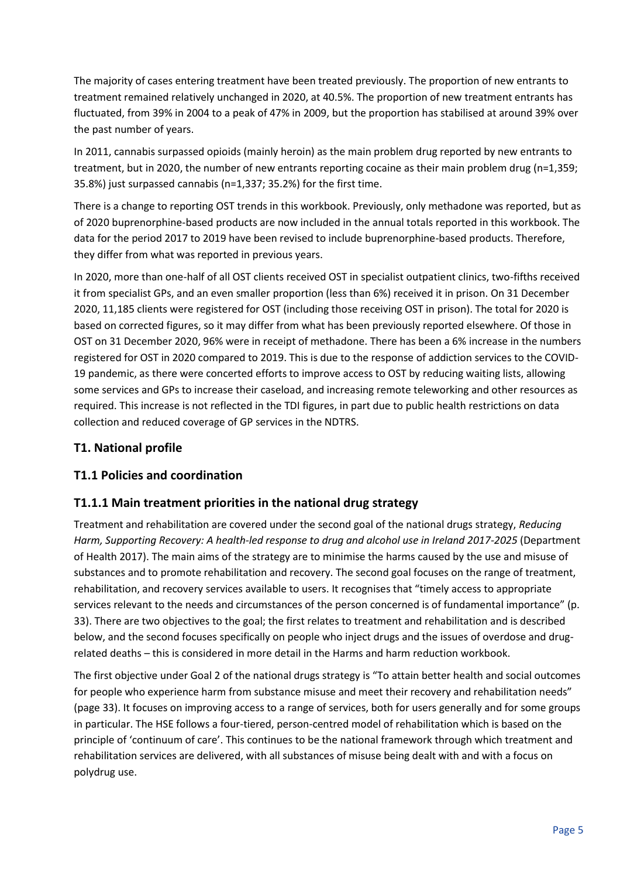The majority of cases entering treatment have been treated previously. The proportion of new entrants to treatment remained relatively unchanged in 2020, at 40.5%. The proportion of new treatment entrants has fluctuated, from 39% in 2004 to a peak of 47% in 2009, but the proportion has stabilised at around 39% over the past number of years.

In 2011, cannabis surpassed opioids (mainly heroin) as the main problem drug reported by new entrants to treatment, but in 2020, the number of new entrants reporting cocaine as their main problem drug (n=1,359; 35.8%) just surpassed cannabis (n=1,337; 35.2%) for the first time.

There is a change to reporting OST trends in this workbook. Previously, only methadone was reported, but as of 2020 buprenorphine-based products are now included in the annual totals reported in this workbook. The data for the period 2017 to 2019 have been revised to include buprenorphine-based products. Therefore, they differ from what was reported in previous years.

In 2020, more than one-half of all OST clients received OST in specialist outpatient clinics, two-fifths received it from specialist GPs, and an even smaller proportion (less than 6%) received it in prison. On 31 December 2020, 11,185 clients were registered for OST (including those receiving OST in prison). The total for 2020 is based on corrected figures, so it may differ from what has been previously reported elsewhere. Of those in OST on 31 December 2020, 96% were in receipt of methadone. There has been a 6% increase in the numbers registered for OST in 2020 compared to 2019. This is due to the response of addiction services to the COVID-19 pandemic, as there were concerted efforts to improve access to OST by reducing waiting lists, allowing some services and GPs to increase their caseload, and increasing remote teleworking and other resources as required. This increase is not reflected in the TDI figures, in part due to public health restrictions on data collection and reduced coverage of GP services in the NDTRS.

## T1. National profile

### T1.1 Policies and coordination

#### T1.1.1 Main treatment priorities in the national drug strategy

Treatment and rehabilitation are covered under the second goal of the national drugs strategy, *Reducing Harm, Supporting Recovery: A health-led response to drug and alcohol use in Ireland 2017-2025* (Department of Health 2017). The main aims of the strategy are to minimise the harms caused by the use and misuse of substances and to promote rehabilitation and recovery. The second goal focuses on the range of treatment, rehabilitation, and recovery services available to users. It recognises that "timely access to appropriate services relevant to the needs and circumstances of the person concerned is of fundamental importance" (p. 33). There are two objectives to the goal; the first relates to treatment and rehabilitation and is described below, and the second focuses specifically on people who inject drugs and the issues of overdose and drug-related deaths – this is considered in more detail in the Harms and harm reduction workbook.

The first objective under Goal 2 of the national drugs strategy is "To attain better health and social outcomes for people who experience harm from substance misuse and meet their recovery and rehabilitation needs" (page 33). It focuses on improving access to a range of services, both for users generally and for some groups in particular. The HSE follows a four-tiered, person-centred model of rehabilitation which is based on the principle of 'continuum of care'. This continues to be the national framework through which treatment and rehabilitation services are delivered, with all substances of misuse being dealt with and with a focus on polydrug use.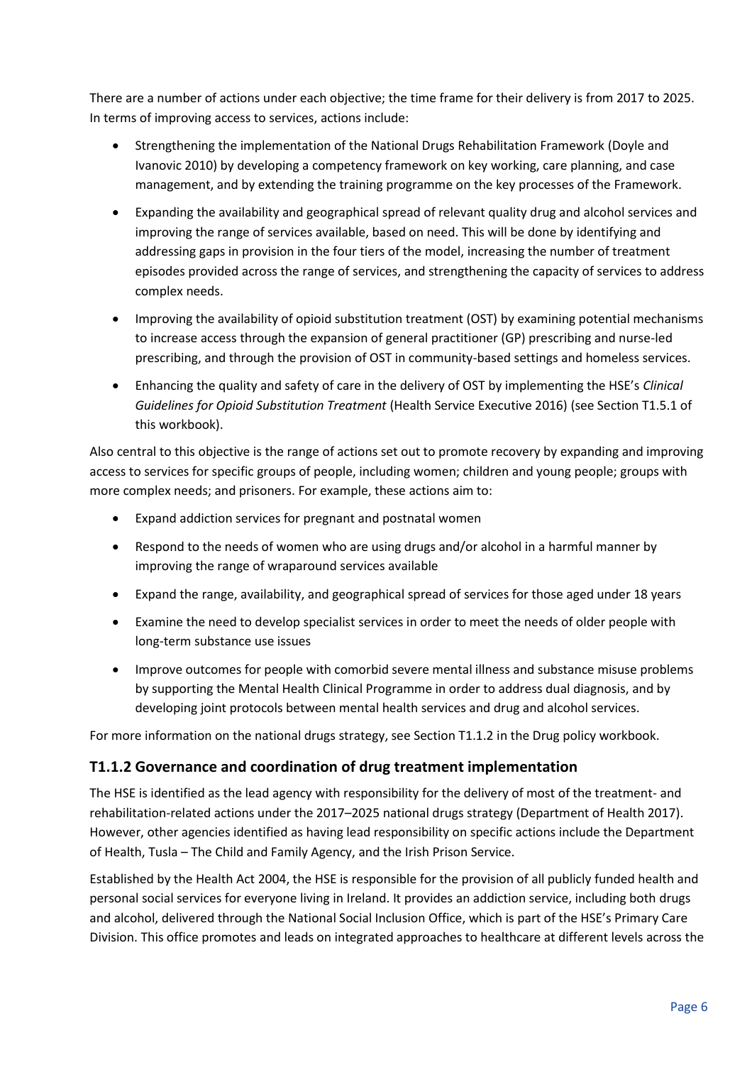There are a number of actions under each objective; the time frame for their delivery is from 2017 to 2025. In terms of improving access to services, actions include:

- Strengthening the implementation of the National Drugs Rehabilitation Framework (Doyle and Ivanovic 2010) by developing a competency framework on key working, care planning, and case management, and by extending the training programme on the key processes of the Framework.
- Expanding the availability and geographical spread of relevant quality drug and alcohol services and improving the range of services available, based on need. This will be done by identifying and addressing gaps in provision in the four tiers of the model, increasing the number of treatment episodes provided across the range of services, and strengthening the capacity of services to address complex needs.
- Improving the availability of opioid substitution treatment (OST) by examining potential mechanisms to increase access through the expansion of general practitioner (GP) prescribing and nurse-led prescribing, and through the provision of OST in community-based settings and homeless services.
- Enhancing the quality and safety of care in the delivery of OST by implementing the HSE's *Clinical Guidelines for Opioid Substitution Treatment* (Health Service Executive 2016) (see Section T1.5.1 of this workbook).

Also central to this objective is the range of actions set out to promote recovery by expanding and improving access to services for specific groups of people, including women; children and young people; groups with more complex needs; and prisoners. For example, these actions aim to:

- Expand addiction services for pregnant and postnatal women
- Respond to the needs of women who are using drugs and/or alcohol in a harmful manner by improving the range of wraparound services available
- Expand the range, availability, and geographical spread of services for those aged under 18 years
- Examine the need to develop specialist services in order to meet the needs of older people with long-term substance use issues
- Improve outcomes for people with comorbid severe mental illness and substance misuse problems by supporting the Mental Health Clinical Programme in order to address dual diagnosis, and by developing joint protocols between mental health services and drug and alcohol services.

For more information on the national drugs strategy, see Section T1.1.2 in the Drug policy workbook.

### T1.1.2 Governance and coordination of drug treatment implementation

The HSE is identified as the lead agency with responsibility for the delivery of most of the treatment- and rehabilitation-related actions under the 2017–2025 national drugs strategy (Department of Health 2017). However, other agencies identified as having lead responsibility on specific actions include the Department of Health, Tusla – The Child and Family Agency, and the Irish Prison Service.

Established by the Health Act 2004, the HSE is responsible for the provision of all publicly funded health and personal social services for everyone living in Ireland. It provides an addiction service, including both drugs and alcohol, delivered through the National Social Inclusion Office, which is part of the HSE's Primary Care Division. This office promotes and leads on integrated approaches to healthcare at different levels across the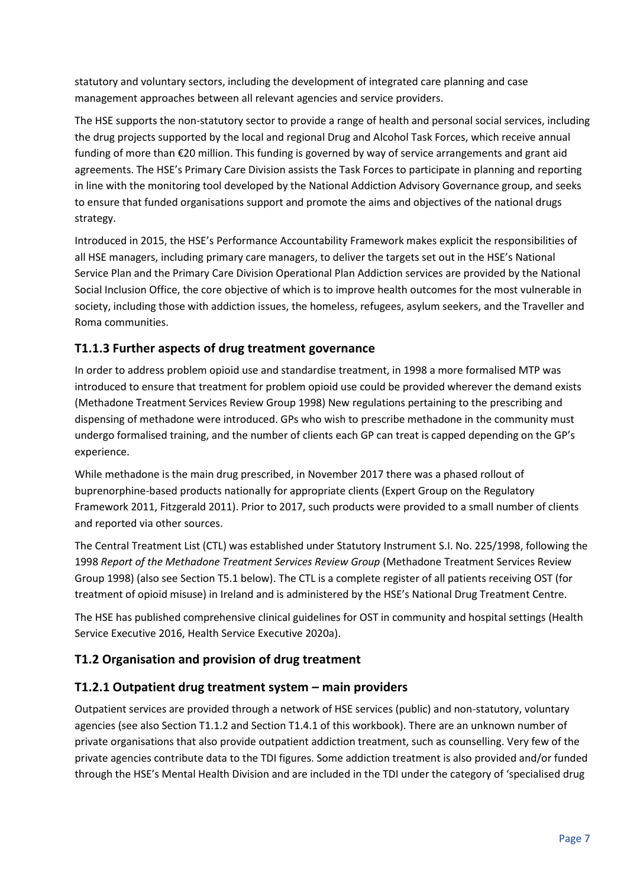statutory and voluntary sectors, including the development of integrated care planning and case management approaches between all relevant agencies and service providers.

The HSE supports the non-statutory sector to provide a range of health and personal social services, including the drug projects supported by the local and regional Drug and Alcohol Task Forces, which receive annual funding of more than €20 million. This funding is governed by way of service arrangements and grant aid agreements. The HSE's Primary Care Division assists the Task Forces to participate in planning and reporting in line with the monitoring tool developed by the National Addiction Advisory Governance group, and seeks to ensure that funded organisations support and promote the aims and objectives of the national drugs strategy.

Introduced in 2015, the HSE's Performance Accountability Framework makes explicit the responsibilities of all HSE managers, including primary care managers, to deliver the targets set out in the HSE's National Service Plan and the Primary Care Division Operational Plan Addiction services are provided by the National Social Inclusion Office, the core objective of which is to improve health outcomes for the most vulnerable in society, including those with addiction issues, the homeless, refugees, asylum seekers, and the Traveller and Roma communities.

### T1.1.3 Further aspects of drug treatment governance

In order to address problem opioid use and standardise treatment, in 1998 a more formalised MTP was introduced to ensure that treatment for problem opioid use could be provided wherever the demand exists (Methadone Treatment Services Review Group 1998) New regulations pertaining to the prescribing and dispensing of methadone were introduced. GPs who wish to prescribe methadone in the community must undergo formalised training, and the number of clients each GP can treat is capped depending on the GP's experience.

While methadone is the main drug prescribed, in November 2017 there was a phased rollout of buprenorphine-based products nationally for appropriate clients (Expert Group on the Regulatory Framework 2011, Fitzgerald 2011). Prior to 2017, such products were provided to a small number of clients and reported via other sources.

The Central Treatment List (CTL) was established under Statutory Instrument S.I. No. 225/1998, following the 1998 *Report of the Methadone Treatment Services Review Group* (Methadone Treatment Services Review Group 1998) (also see Section T5.1 below). The CTL is a complete register of all patients receiving OST (for treatment of opioid misuse) in Ireland and is administered by the HSE's National Drug Treatment Centre.

The HSE has published comprehensive clinical guidelines for OST in community and hospital settings (Health Service Executive 2016, Health Service Executive 2020a).

## T1.2 Organisation and provision of drug treatment

### T1.2.1 Outpatient drug treatment system – main providers

Outpatient services are provided through a network of HSE services (public) and non-statutory, voluntary agencies (see also Section T1.1.2 and Section T1.4.1 of this workbook). There are an unknown number of private organisations that also provide outpatient addiction treatment, such as counselling. Very few of the private agencies contribute data to the TDI figures. Some addiction treatment is also provided and/or funded through the HSE's Mental Health Division and are included in the TDI under the category of 'specialised drug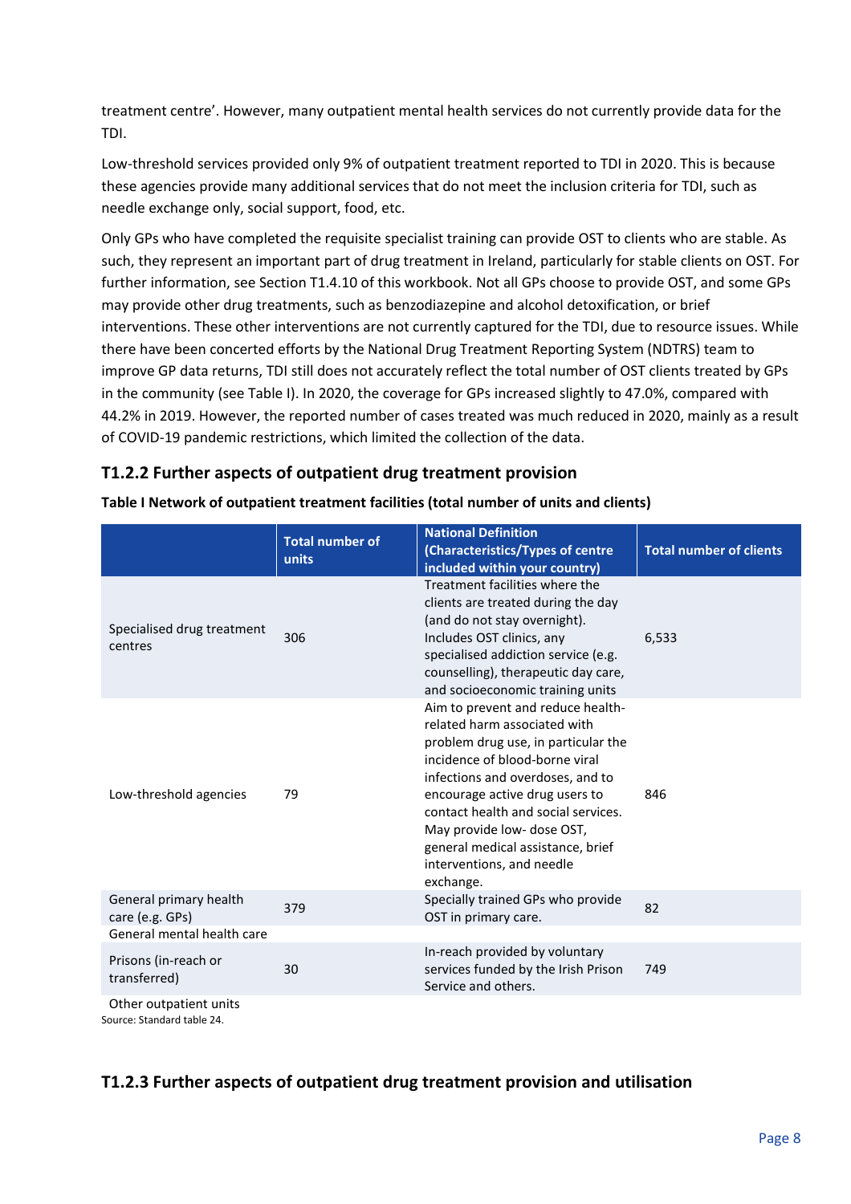treatment centre'. However, many outpatient mental health services do not currently provide data for the TDI.

Low-threshold services provided only 9% of outpatient treatment reported to TDI in 2020. This is because these agencies provide many additional services that do not meet the inclusion criteria for TDI, such as needle exchange only, social support, food, etc.

Only GPs who have completed the requisite specialist training can provide OST to clients who are stable. As such, they represent an important part of drug treatment in Ireland, particularly for stable clients on OST. For further information, see Section T1.4.10 of this workbook. Not all GPs choose to provide OST, and some GPs may provide other drug treatments, such as benzodiazepine and alcohol detoxification, or brief interventions. These other interventions are not currently captured for the TDI, due to resource issues. While there have been concerted efforts by the National Drug Treatment Reporting System (NDTRS) team to improve GP data returns, TDI still does not accurately reflect the total number of OST clients treated by GPs in the community (see Table I). In 2020, the coverage for GPs increased slightly to 47.0%, compared with 44.2% in 2019. However, the reported number of cases treated was much reduced in 2020, mainly as a result of COVID-19 pandemic restrictions, which limited the collection of the data.

### T1.2.2 Further aspects of outpatient drug treatment provision

**Table I Network of outpatient treatment facilities (total number of units and clients)**

| | Total number of units | National Definition (Characteristics/Types of centre included within your country) | Total number of clients |
|---|---|---|---|
| Specialised drug treatment centres | 306 | Treatment facilities where the clients are treated during the day (and do not stay overnight). Includes OST clinics, any specialised addiction service (e.g. counselling), therapeutic day care, and socioeconomic training units | 6,533 |
| Low-threshold agencies | 79 | Aim to prevent and reduce health-related harm associated with problem drug use, in particular the incidence of blood-borne viral infections and overdoses, and to encourage active drug users to contact health and social services. May provide low- dose OST, general medical assistance, brief interventions, and needle exchange. | 846 |
| General primary health care (e.g. GPs) | 379 | Specially trained GPs who provide OST in primary care. | 82 |
| General mental health care | | | |
| Prisons (in-reach or transferred) | 30 | In-reach provided by voluntary services funded by the Irish Prison Service and others. | 749 |
| Other outpatient units | | | |

Source: Standard table 24.

### T1.2.3 Further aspects of outpatient drug treatment provision and utilisation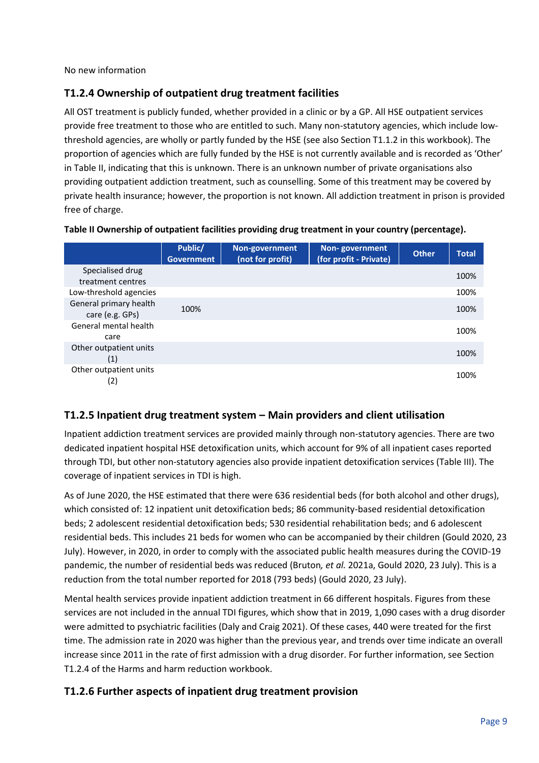No new information

### T1.2.4 Ownership of outpatient drug treatment facilities

All OST treatment is publicly funded, whether provided in a clinic or by a GP. All HSE outpatient services provide free treatment to those who are entitled to such. Many non-statutory agencies, which include low-threshold agencies, are wholly or partly funded by the HSE (see also Section T1.1.2 in this workbook). The proportion of agencies which are fully funded by the HSE is not currently available and is recorded as 'Other' in Table II, indicating that this is unknown. There is an unknown number of private organisations also providing outpatient addiction treatment, such as counselling. Some of this treatment may be covered by private health insurance; however, the proportion is not known. All addiction treatment in prison is provided free of charge.

**Table II Ownership of outpatient facilities providing drug treatment in your country (percentage).**

| | Public/ Government | Non-government (not for profit) | Non- government (for profit - Private) | Other | Total |
|---|---|---|---|---|---|
| Specialised drug treatment centres | | | | | 100% |
| Low-threshold agencies | | | | | 100% |
| General primary health care (e.g. GPs) | 100% | | | | 100% |
| General mental health care | | | | | 100% |
| Other outpatient units (1) | | | | | 100% |
| Other outpatient units (2) | | | | | 100% |

### T1.2.5 Inpatient drug treatment system – Main providers and client utilisation

Inpatient addiction treatment services are provided mainly through non-statutory agencies. There are two dedicated inpatient hospital HSE detoxification units, which account for 9% of all inpatient cases reported through TDI, but other non-statutory agencies also provide inpatient detoxification services (Table III). The coverage of inpatient services in TDI is high.

As of June 2020, the HSE estimated that there were 636 residential beds (for both alcohol and other drugs), which consisted of: 12 inpatient unit detoxification beds; 86 community-based residential detoxification beds; 2 adolescent residential detoxification beds; 530 residential rehabilitation beds; and 6 adolescent residential beds. This includes 21 beds for women who can be accompanied by their children (Gould 2020, 23 July). However, in 2020, in order to comply with the associated public health measures during the COVID-19 pandemic, the number of residential beds was reduced (Bruton*, et al.* 2021a, Gould 2020, 23 July). This is a reduction from the total number reported for 2018 (793 beds) (Gould 2020, 23 July).

Mental health services provide inpatient addiction treatment in 66 different hospitals. Figures from these services are not included in the annual TDI figures, which show that in 2019, 1,090 cases with a drug disorder were admitted to psychiatric facilities (Daly and Craig 2021). Of these cases, 440 were treated for the first time. The admission rate in 2020 was higher than the previous year, and trends over time indicate an overall increase since 2011 in the rate of first admission with a drug disorder. For further information, see Section T1.2.4 of the Harms and harm reduction workbook.

### T1.2.6 Further aspects of inpatient drug treatment provision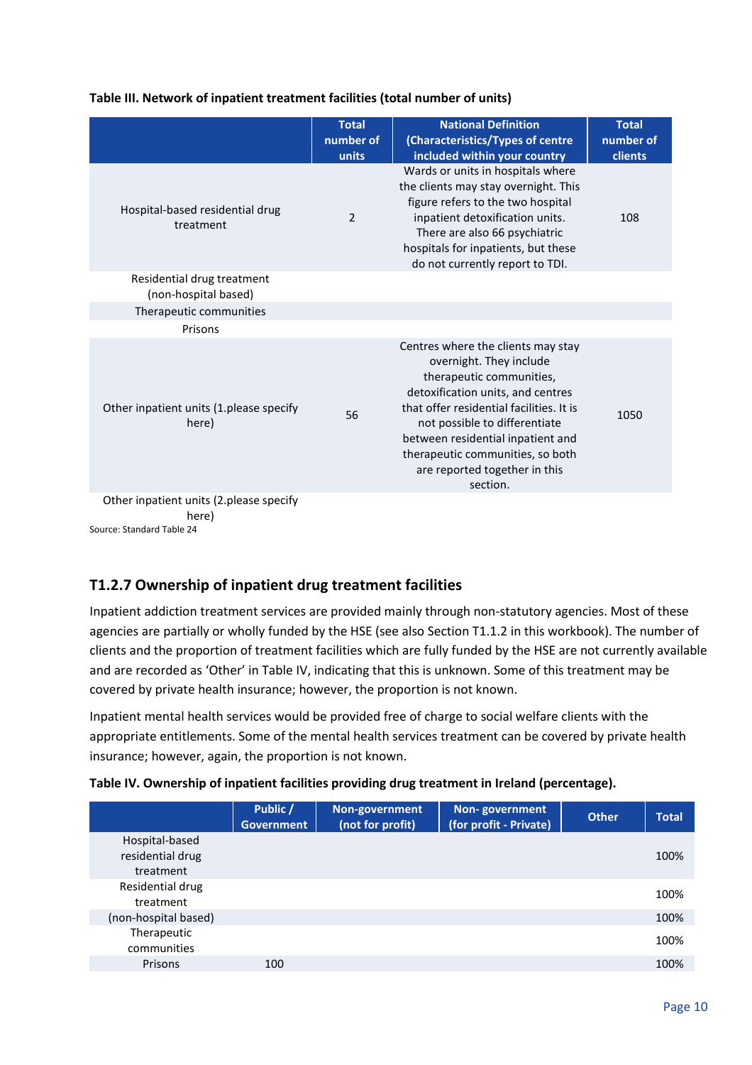**Table III. Network of inpatient treatment facilities (total number of units)**

| | Total number of units | National Definition (Characteristics/Types of centre included within your country | Total number of clients |
|---|---|---|---|
| Hospital-based residential drug treatment | 2 | Wards or units in hospitals where the clients may stay overnight. This figure refers to the two hospital inpatient detoxification units. There are also 66 psychiatric hospitals for inpatients, but these do not currently report to TDI. | 108 |
| Residential drug treatment (non-hospital based) | | | |
| Therapeutic communities | | | |
| Prisons | | | |
| Other inpatient units (1.please specify here) | 56 | Centres where the clients may stay overnight. They include therapeutic communities, detoxification units, and centres that offer residential facilities. It is not possible to differentiate between residential inpatient and therapeutic communities, so both are reported together in this section. | 1050 |
| Other inpatient units (2.please specify here) | | | |

Source: Standard Table 24

## T1.2.7 Ownership of inpatient drug treatment facilities

Inpatient addiction treatment services are provided mainly through non-statutory agencies. Most of these agencies are partially or wholly funded by the HSE (see also Section T1.1.2 in this workbook). The number of clients and the proportion of treatment facilities which are fully funded by the HSE are not currently available and are recorded as 'Other' in Table IV, indicating that this is unknown. Some of this treatment may be covered by private health insurance; however, the proportion is not known.

Inpatient mental health services would be provided free of charge to social welfare clients with the appropriate entitlements. Some of the mental health services treatment can be covered by private health insurance; however, again, the proportion is not known.

**Table IV. Ownership of inpatient facilities providing drug treatment in Ireland (percentage).**

| | Public / Government | Non-government (not for profit) | Non- government (for profit - Private) | Other | Total |
|---|---|---|---|---|---|
| Hospital-based residential drug treatment | | | | | 100% |
| Residential drug treatment | | | | | 100% |
| (non-hospital based) | | | | | 100% |
| Therapeutic communities | | | | | 100% |
| Prisons | 100 | | | | 100% |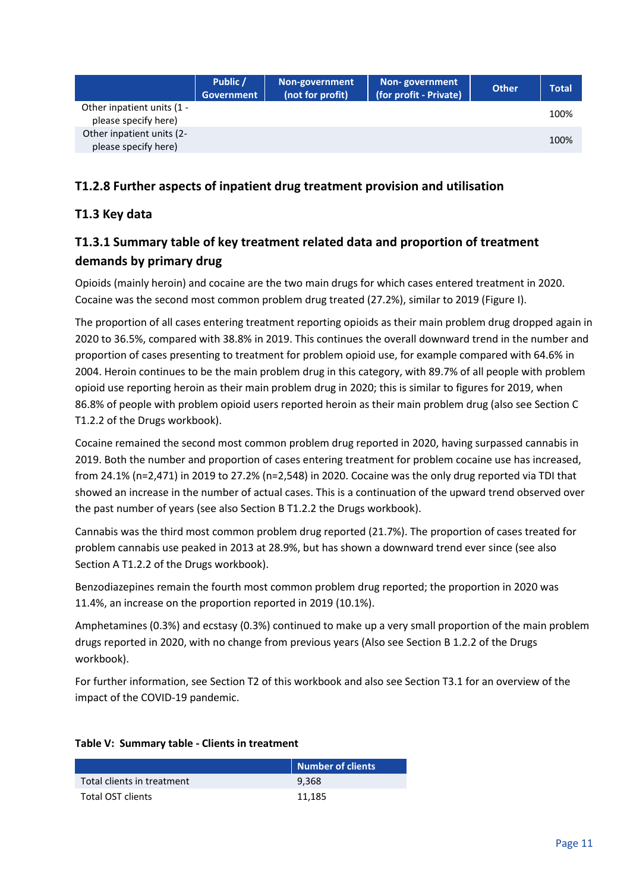|  | Public / Government | Non-government (not for profit) | Non- government (for profit - Private) | Other | Total |
|---|---|---|---|---|---|
| Other inpatient units (1 - please specify here) |  |  |  |  | 100% |
| Other inpatient units (2- please specify here) |  |  |  |  | 100% |

### T1.2.8 Further aspects of inpatient drug treatment provision and utilisation

## T1.3 Key data

### T1.3.1 Summary table of key treatment related data and proportion of treatment demands by primary drug

Opioids (mainly heroin) and cocaine are the two main drugs for which cases entered treatment in 2020. Cocaine was the second most common problem drug treated (27.2%), similar to 2019 (Figure I).

The proportion of all cases entering treatment reporting opioids as their main problem drug dropped again in 2020 to 36.5%, compared with 38.8% in 2019. This continues the overall downward trend in the number and proportion of cases presenting to treatment for problem opioid use, for example compared with 64.6% in 2004. Heroin continues to be the main problem drug in this category, with 89.7% of all people with problem opioid use reporting heroin as their main problem drug in 2020; this is similar to figures for 2019, when 86.8% of people with problem opioid users reported heroin as their main problem drug (also see Section C T1.2.2 of the Drugs workbook).

Cocaine remained the second most common problem drug reported in 2020, having surpassed cannabis in 2019. Both the number and proportion of cases entering treatment for problem cocaine use has increased, from 24.1% (n=2,471) in 2019 to 27.2% (n=2,548) in 2020. Cocaine was the only drug reported via TDI that showed an increase in the number of actual cases. This is a continuation of the upward trend observed over the past number of years (see also Section B T1.2.2 the Drugs workbook).

Cannabis was the third most common problem drug reported (21.7%). The proportion of cases treated for problem cannabis use peaked in 2013 at 28.9%, but has shown a downward trend ever since (see also Section A T1.2.2 of the Drugs workbook).

Benzodiazepines remain the fourth most common problem drug reported; the proportion in 2020 was 11.4%, an increase on the proportion reported in 2019 (10.1%).

Amphetamines (0.3%) and ecstasy (0.3%) continued to make up a very small proportion of the main problem drugs reported in 2020, with no change from previous years (Also see Section B 1.2.2 of the Drugs workbook).

For further information, see Section T2 of this workbook and also see Section T3.1 for an overview of the impact of the COVID-19 pandemic.

**Table V: Summary table - Clients in treatment**

|  | Number of clients |
|---|---|
| Total clients in treatment | 9,368 |
| Total OST clients | 11,185 |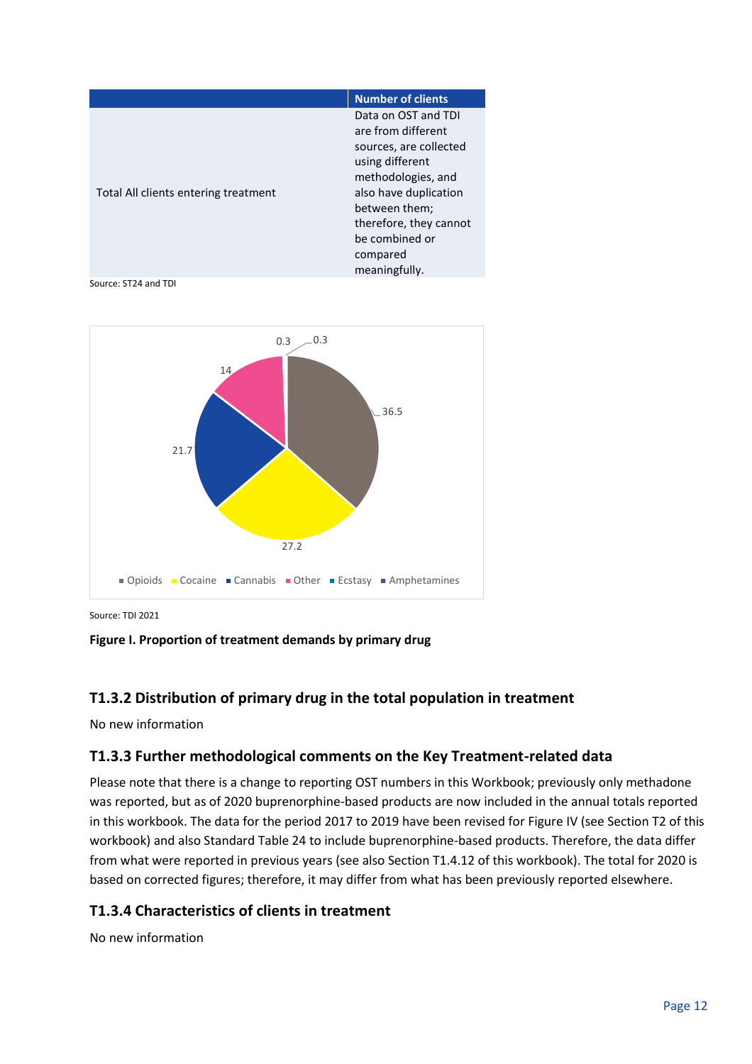| | Number of clients |
|---|---|
| Total All clients entering treatment | Data on OST and TDI are from different sources, are collected using different methodologies, and also have duplication between them; therefore, they cannot be combined or compared meaningfully. |

Source: ST24 and TDI

Source: TDI 2021

**Figure I. Proportion of treatment demands by primary drug**

## T1.3.2 Distribution of primary drug in the total population in treatment

No new information

## T1.3.3 Further methodological comments on the Key Treatment-related data

Please note that there is a change to reporting OST numbers in this Workbook; previously only methadone was reported, but as of 2020 buprenorphine-based products are now included in the annual totals reported in this workbook. The data for the period 2017 to 2019 have been revised for Figure IV (see Section T2 of this workbook) and also Standard Table 24 to include buprenorphine-based products. Therefore, the data differ from what were reported in previous years (see also Section T1.4.12 of this workbook). The total for 2020 is based on corrected figures; therefore, it may differ from what has been previously reported elsewhere.

## T1.3.4 Characteristics of clients in treatment

No new information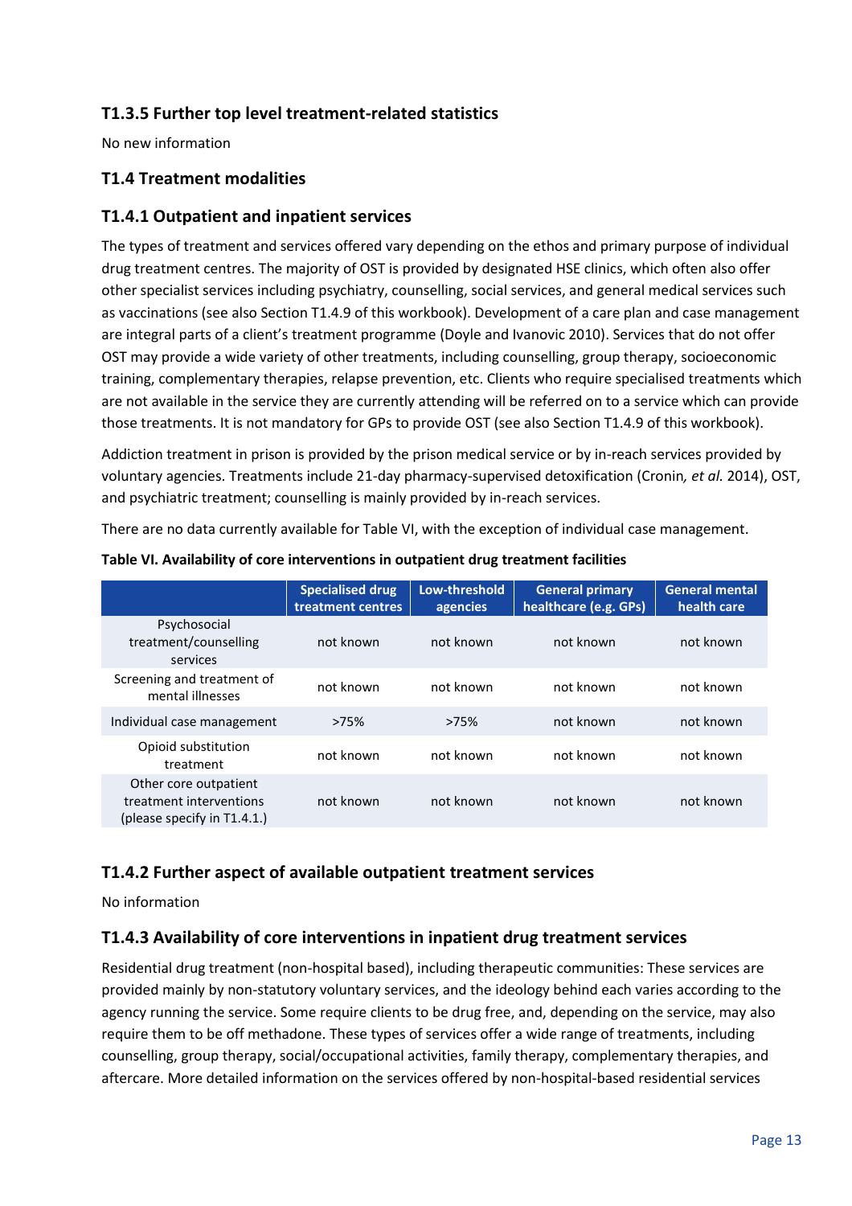### T1.3.5 Further top level treatment-related statistics

No new information

### T1.4 Treatment modalities

### T1.4.1 Outpatient and inpatient services

The types of treatment and services offered vary depending on the ethos and primary purpose of individual drug treatment centres. The majority of OST is provided by designated HSE clinics, which often also offer other specialist services including psychiatry, counselling, social services, and general medical services such as vaccinations (see also Section T1.4.9 of this workbook). Development of a care plan and case management are integral parts of a client's treatment programme (Doyle and Ivanovic 2010). Services that do not offer OST may provide a wide variety of other treatments, including counselling, group therapy, socioeconomic training, complementary therapies, relapse prevention, etc. Clients who require specialised treatments which are not available in the service they are currently attending will be referred on to a service which can provide those treatments. It is not mandatory for GPs to provide OST (see also Section T1.4.9 of this workbook).

Addiction treatment in prison is provided by the prison medical service or by in-reach services provided by voluntary agencies. Treatments include 21-day pharmacy-supervised detoxification (Cronin*, et al.* 2014), OST, and psychiatric treatment; counselling is mainly provided by in-reach services.

There are no data currently available for Table VI, with the exception of individual case management.

**Table VI. Availability of core interventions in outpatient drug treatment facilities**

| | Specialised drug treatment centres | Low-threshold agencies | General primary healthcare (e.g. GPs) | General mental health care |
|---|---|---|---|---|
| Psychosocial treatment/counselling services | not known | not known | not known | not known |
| Screening and treatment of mental illnesses | not known | not known | not known | not known |
| Individual case management | >75% | >75% | not known | not known |
| Opioid substitution treatment | not known | not known | not known | not known |
| Other core outpatient treatment interventions (please specify in T1.4.1.) | not known | not known | not known | not known |

### T1.4.2 Further aspect of available outpatient treatment services

No information

### T1.4.3 Availability of core interventions in inpatient drug treatment services

Residential drug treatment (non-hospital based), including therapeutic communities: These services are provided mainly by non-statutory voluntary services, and the ideology behind each varies according to the agency running the service. Some require clients to be drug free, and, depending on the service, may also require them to be off methadone. These types of services offer a wide range of treatments, including counselling, group therapy, social/occupational activities, family therapy, complementary therapies, and aftercare. More detailed information on the services offered by non-hospital-based residential services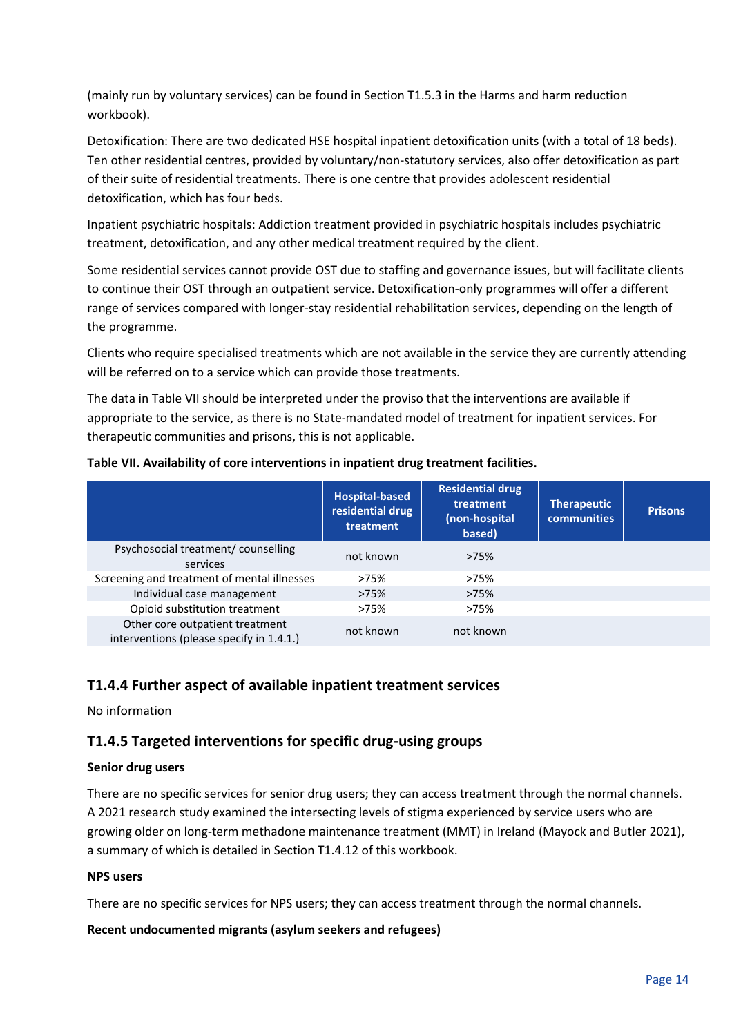(mainly run by voluntary services) can be found in Section T1.5.3 in the Harms and harm reduction workbook).

Detoxification: There are two dedicated HSE hospital inpatient detoxification units (with a total of 18 beds). Ten other residential centres, provided by voluntary/non-statutory services, also offer detoxification as part of their suite of residential treatments. There is one centre that provides adolescent residential detoxification, which has four beds.

Inpatient psychiatric hospitals: Addiction treatment provided in psychiatric hospitals includes psychiatric treatment, detoxification, and any other medical treatment required by the client.

Some residential services cannot provide OST due to staffing and governance issues, but will facilitate clients to continue their OST through an outpatient service. Detoxification-only programmes will offer a different range of services compared with longer-stay residential rehabilitation services, depending on the length of the programme.

Clients who require specialised treatments which are not available in the service they are currently attending will be referred on to a service which can provide those treatments.

The data in Table VII should be interpreted under the proviso that the interventions are available if appropriate to the service, as there is no State-mandated model of treatment for inpatient services. For therapeutic communities and prisons, this is not applicable.

**Table VII. Availability of core interventions in inpatient drug treatment facilities.**

| | Hospital-based residential drug treatment | Residential drug treatment (non-hospital based) | Therapeutic communities | Prisons |
|---|---|---|---|---|
| Psychosocial treatment/ counselling services | not known | >75% | | |
| Screening and treatment of mental illnesses | >75% | >75% | | |
| Individual case management | >75% | >75% | | |
| Opioid substitution treatment | >75% | >75% | | |
| Other core outpatient treatment interventions (please specify in 1.4.1.) | not known | not known | | |

## T1.4.4 Further aspect of available inpatient treatment services

No information

## T1.4.5 Targeted interventions for specific drug-using groups

**Senior drug users**

There are no specific services for senior drug users; they can access treatment through the normal channels. A 2021 research study examined the intersecting levels of stigma experienced by service users who are growing older on long-term methadone maintenance treatment (MMT) in Ireland (Mayock and Butler 2021), a summary of which is detailed in Section T1.4.12 of this workbook.

**NPS users**

There are no specific services for NPS users; they can access treatment through the normal channels.

**Recent undocumented migrants (asylum seekers and refugees)**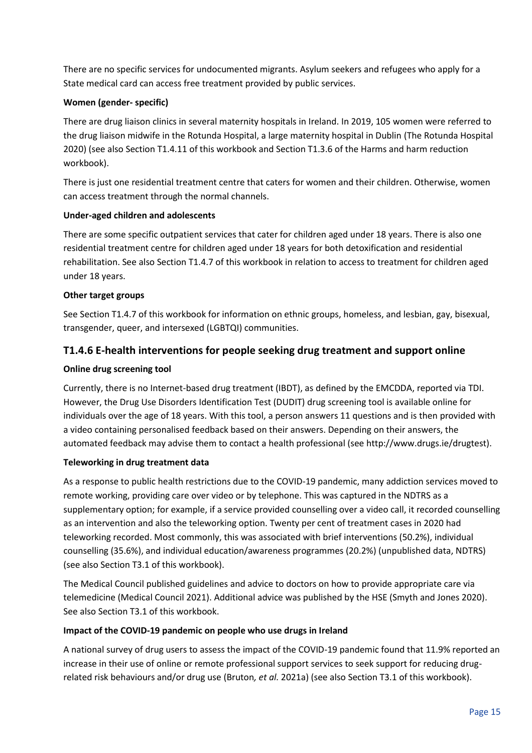There are no specific services for undocumented migrants. Asylum seekers and refugees who apply for a State medical card can access free treatment provided by public services.

**Women (gender- specific)**

There are drug liaison clinics in several maternity hospitals in Ireland. In 2019, 105 women were referred to the drug liaison midwife in the Rotunda Hospital, a large maternity hospital in Dublin (The Rotunda Hospital 2020) (see also Section T1.4.11 of this workbook and Section T1.3.6 of the Harms and harm reduction workbook).

There is just one residential treatment centre that caters for women and their children. Otherwise, women can access treatment through the normal channels.

**Under-aged children and adolescents**

There are some specific outpatient services that cater for children aged under 18 years. There is also one residential treatment centre for children aged under 18 years for both detoxification and residential rehabilitation. See also Section T1.4.7 of this workbook in relation to access to treatment for children aged under 18 years.

**Other target groups**

See Section T1.4.7 of this workbook for information on ethnic groups, homeless, and lesbian, gay, bisexual, transgender, queer, and intersexed (LGBTQI) communities.

## T1.4.6 E-health interventions for people seeking drug treatment and support online

**Online drug screening tool**

Currently, there is no Internet-based drug treatment (IBDT), as defined by the EMCDDA, reported via TDI. However, the Drug Use Disorders Identification Test (DUDIT) drug screening tool is available online for individuals over the age of 18 years. With this tool, a person answers 11 questions and is then provided with a video containing personalised feedback based on their answers. Depending on their answers, the automated feedback may advise them to contact a health professional (see http://www.drugs.ie/drugtest).

**Teleworking in drug treatment data**

As a response to public health restrictions due to the COVID-19 pandemic, many addiction services moved to remote working, providing care over video or by telephone. This was captured in the NDTRS as a supplementary option; for example, if a service provided counselling over a video call, it recorded counselling as an intervention and also the teleworking option. Twenty per cent of treatment cases in 2020 had teleworking recorded. Most commonly, this was associated with brief interventions (50.2%), individual counselling (35.6%), and individual education/awareness programmes (20.2%) (unpublished data, NDTRS) (see also Section T3.1 of this workbook).

The Medical Council published guidelines and advice to doctors on how to provide appropriate care via telemedicine (Medical Council 2021). Additional advice was published by the HSE (Smyth and Jones 2020). See also Section T3.1 of this workbook.

**Impact of the COVID-19 pandemic on people who use drugs in Ireland**

A national survey of drug users to assess the impact of the COVID-19 pandemic found that 11.9% reported an increase in their use of online or remote professional support services to seek support for reducing drug-related risk behaviours and/or drug use (Bruton*, et al.* 2021a) (see also Section T3.1 of this workbook).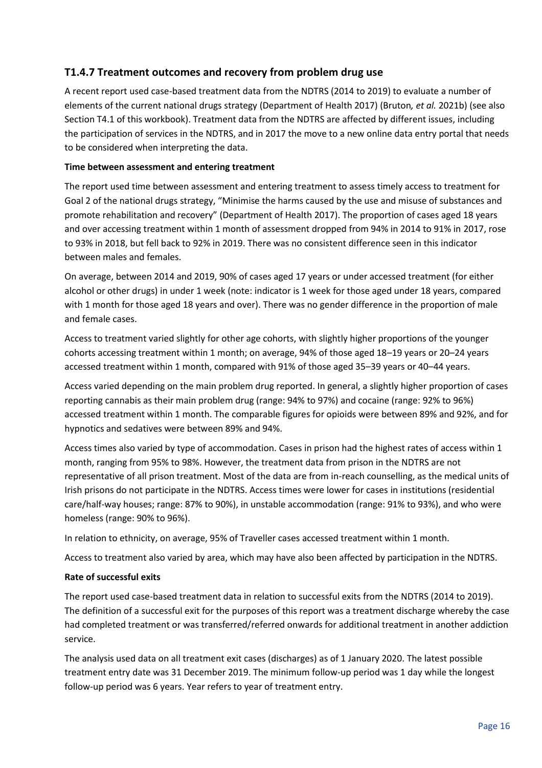### T1.4.7 Treatment outcomes and recovery from problem drug use

A recent report used case-based treatment data from the NDTRS (2014 to 2019) to evaluate a number of elements of the current national drugs strategy (Department of Health 2017) (Bruton*, et al.* 2021b) (see also Section T4.1 of this workbook). Treatment data from the NDTRS are affected by different issues, including the participation of services in the NDTRS, and in 2017 the move to a new online data entry portal that needs to be considered when interpreting the data.

**Time between assessment and entering treatment**

The report used time between assessment and entering treatment to assess timely access to treatment for Goal 2 of the national drugs strategy, "Minimise the harms caused by the use and misuse of substances and promote rehabilitation and recovery" (Department of Health 2017). The proportion of cases aged 18 years and over accessing treatment within 1 month of assessment dropped from 94% in 2014 to 91% in 2017, rose to 93% in 2018, but fell back to 92% in 2019. There was no consistent difference seen in this indicator between males and females.

On average, between 2014 and 2019, 90% of cases aged 17 years or under accessed treatment (for either alcohol or other drugs) in under 1 week (note: indicator is 1 week for those aged under 18 years, compared with 1 month for those aged 18 years and over). There was no gender difference in the proportion of male and female cases.

Access to treatment varied slightly for other age cohorts, with slightly higher proportions of the younger cohorts accessing treatment within 1 month; on average, 94% of those aged 18–19 years or 20–24 years accessed treatment within 1 month, compared with 91% of those aged 35–39 years or 40–44 years.

Access varied depending on the main problem drug reported. In general, a slightly higher proportion of cases reporting cannabis as their main problem drug (range: 94% to 97%) and cocaine (range: 92% to 96%) accessed treatment within 1 month. The comparable figures for opioids were between 89% and 92%, and for hypnotics and sedatives were between 89% and 94%.

Access times also varied by type of accommodation. Cases in prison had the highest rates of access within 1 month, ranging from 95% to 98%. However, the treatment data from prison in the NDTRS are not representative of all prison treatment. Most of the data are from in-reach counselling, as the medical units of Irish prisons do not participate in the NDTRS. Access times were lower for cases in institutions (residential care/half-way houses; range: 87% to 90%), in unstable accommodation (range: 91% to 93%), and who were homeless (range: 90% to 96%).

In relation to ethnicity, on average, 95% of Traveller cases accessed treatment within 1 month.

Access to treatment also varied by area, which may have also been affected by participation in the NDTRS.

**Rate of successful exits**

The report used case-based treatment data in relation to successful exits from the NDTRS (2014 to 2019). The definition of a successful exit for the purposes of this report was a treatment discharge whereby the case had completed treatment or was transferred/referred onwards for additional treatment in another addiction service.

The analysis used data on all treatment exit cases (discharges) as of 1 January 2020. The latest possible treatment entry date was 31 December 2019. The minimum follow-up period was 1 day while the longest follow-up period was 6 years. Year refers to year of treatment entry.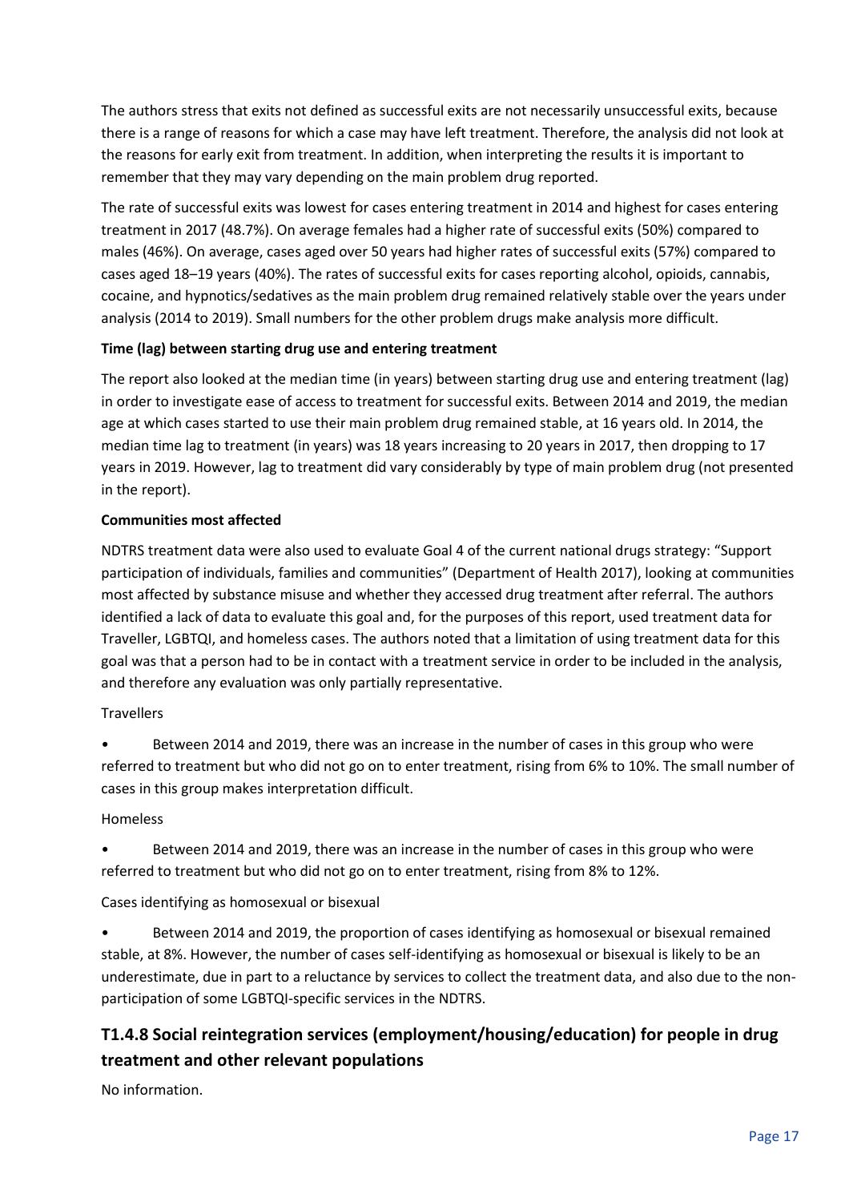The authors stress that exits not defined as successful exits are not necessarily unsuccessful exits, because there is a range of reasons for which a case may have left treatment. Therefore, the analysis did not look at the reasons for early exit from treatment. In addition, when interpreting the results it is important to remember that they may vary depending on the main problem drug reported.

The rate of successful exits was lowest for cases entering treatment in 2014 and highest for cases entering treatment in 2017 (48.7%). On average females had a higher rate of successful exits (50%) compared to males (46%). On average, cases aged over 50 years had higher rates of successful exits (57%) compared to cases aged 18–19 years (40%). The rates of successful exits for cases reporting alcohol, opioids, cannabis, cocaine, and hypnotics/sedatives as the main problem drug remained relatively stable over the years under analysis (2014 to 2019). Small numbers for the other problem drugs make analysis more difficult.

**Time (lag) between starting drug use and entering treatment**

The report also looked at the median time (in years) between starting drug use and entering treatment (lag) in order to investigate ease of access to treatment for successful exits. Between 2014 and 2019, the median age at which cases started to use their main problem drug remained stable, at 16 years old. In 2014, the median time lag to treatment (in years) was 18 years increasing to 20 years in 2017, then dropping to 17 years in 2019. However, lag to treatment did vary considerably by type of main problem drug (not presented in the report).

**Communities most affected**

NDTRS treatment data were also used to evaluate Goal 4 of the current national drugs strategy: "Support participation of individuals, families and communities" (Department of Health 2017), looking at communities most affected by substance misuse and whether they accessed drug treatment after referral. The authors identified a lack of data to evaluate this goal and, for the purposes of this report, used treatment data for Traveller, LGBTQI, and homeless cases. The authors noted that a limitation of using treatment data for this goal was that a person had to be in contact with a treatment service in order to be included in the analysis, and therefore any evaluation was only partially representative.

Travellers

- Between 2014 and 2019, there was an increase in the number of cases in this group who were referred to treatment but who did not go on to enter treatment, rising from 6% to 10%. The small number of cases in this group makes interpretation difficult.

Homeless

- Between 2014 and 2019, there was an increase in the number of cases in this group who were referred to treatment but who did not go on to enter treatment, rising from 8% to 12%.

Cases identifying as homosexual or bisexual

- Between 2014 and 2019, the proportion of cases identifying as homosexual or bisexual remained stable, at 8%. However, the number of cases self-identifying as homosexual or bisexual is likely to be an underestimate, due in part to a reluctance by services to collect the treatment data, and also due to the non-participation of some LGBTQI-specific services in the NDTRS.

## T1.4.8 Social reintegration services (employment/housing/education) for people in drug treatment and other relevant populations

No information.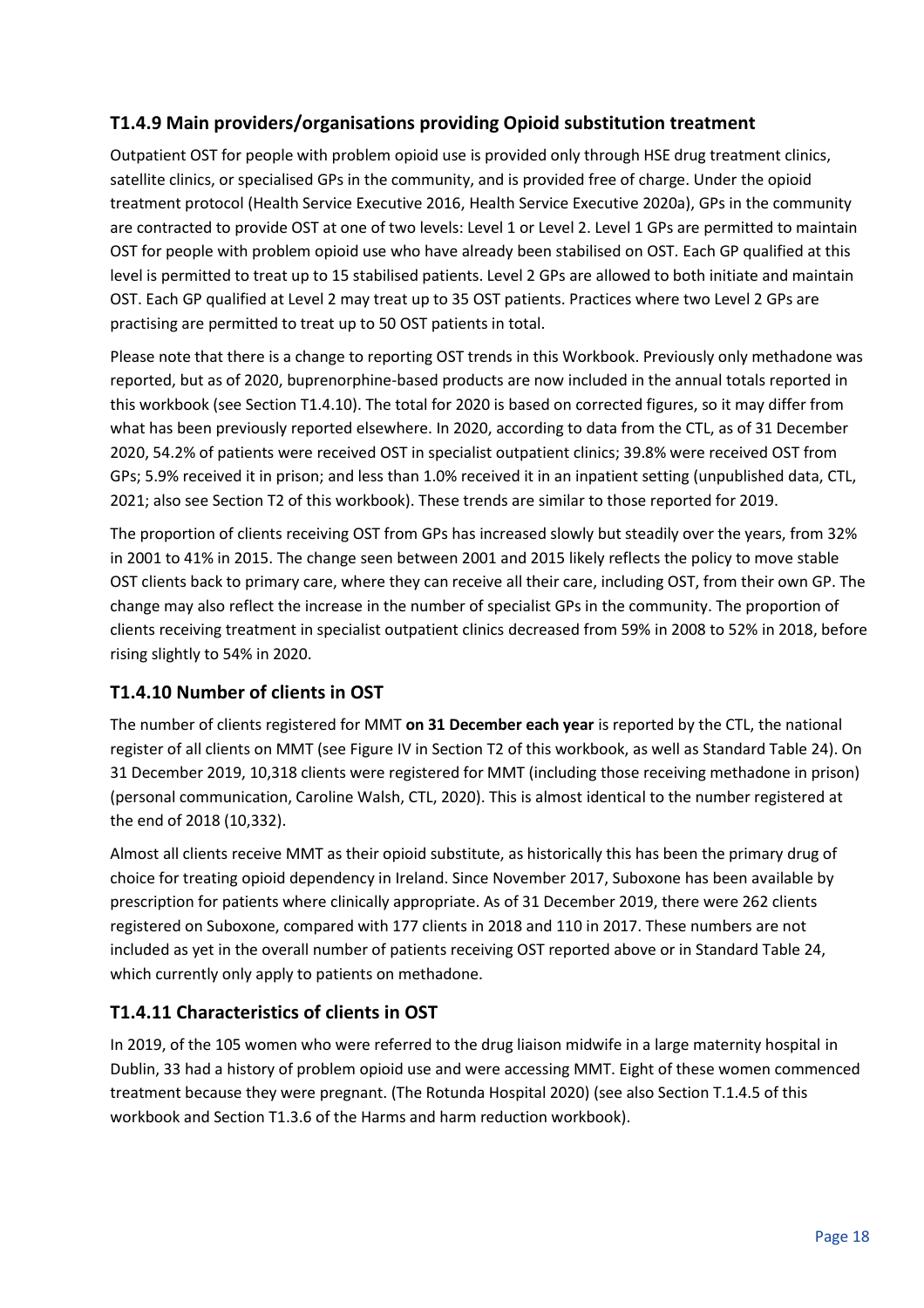### T1.4.9 Main providers/organisations providing Opioid substitution treatment

Outpatient OST for people with problem opioid use is provided only through HSE drug treatment clinics, satellite clinics, or specialised GPs in the community, and is provided free of charge. Under the opioid treatment protocol (Health Service Executive 2016, Health Service Executive 2020a), GPs in the community are contracted to provide OST at one of two levels: Level 1 or Level 2. Level 1 GPs are permitted to maintain OST for people with problem opioid use who have already been stabilised on OST. Each GP qualified at this level is permitted to treat up to 15 stabilised patients. Level 2 GPs are allowed to both initiate and maintain OST. Each GP qualified at Level 2 may treat up to 35 OST patients. Practices where two Level 2 GPs are practising are permitted to treat up to 50 OST patients in total.

Please note that there is a change to reporting OST trends in this Workbook. Previously only methadone was reported, but as of 2020, buprenorphine-based products are now included in the annual totals reported in this workbook (see Section T1.4.10). The total for 2020 is based on corrected figures, so it may differ from what has been previously reported elsewhere. In 2020, according to data from the CTL, as of 31 December 2020, 54.2% of patients were received OST in specialist outpatient clinics; 39.8% were received OST from GPs; 5.9% received it in prison; and less than 1.0% received it in an inpatient setting (unpublished data, CTL, 2021; also see Section T2 of this workbook). These trends are similar to those reported for 2019.

The proportion of clients receiving OST from GPs has increased slowly but steadily over the years, from 32% in 2001 to 41% in 2015. The change seen between 2001 and 2015 likely reflects the policy to move stable OST clients back to primary care, where they can receive all their care, including OST, from their own GP. The change may also reflect the increase in the number of specialist GPs in the community. The proportion of clients receiving treatment in specialist outpatient clinics decreased from 59% in 2008 to 52% in 2018, before rising slightly to 54% in 2020.

### T1.4.10 Number of clients in OST

The number of clients registered for MMT **on 31 December each year** is reported by the CTL, the national register of all clients on MMT (see Figure IV in Section T2 of this workbook, as well as Standard Table 24). On 31 December 2019, 10,318 clients were registered for MMT (including those receiving methadone in prison) (personal communication, Caroline Walsh, CTL, 2020). This is almost identical to the number registered at the end of 2018 (10,332).

Almost all clients receive MMT as their opioid substitute, as historically this has been the primary drug of choice for treating opioid dependency in Ireland. Since November 2017, Suboxone has been available by prescription for patients where clinically appropriate. As of 31 December 2019, there were 262 clients registered on Suboxone, compared with 177 clients in 2018 and 110 in 2017. These numbers are not included as yet in the overall number of patients receiving OST reported above or in Standard Table 24, which currently only apply to patients on methadone.

### T1.4.11 Characteristics of clients in OST

In 2019, of the 105 women who were referred to the drug liaison midwife in a large maternity hospital in Dublin, 33 had a history of problem opioid use and were accessing MMT. Eight of these women commenced treatment because they were pregnant. (The Rotunda Hospital 2020) (see also Section T.1.4.5 of this workbook and Section T1.3.6 of the Harms and harm reduction workbook).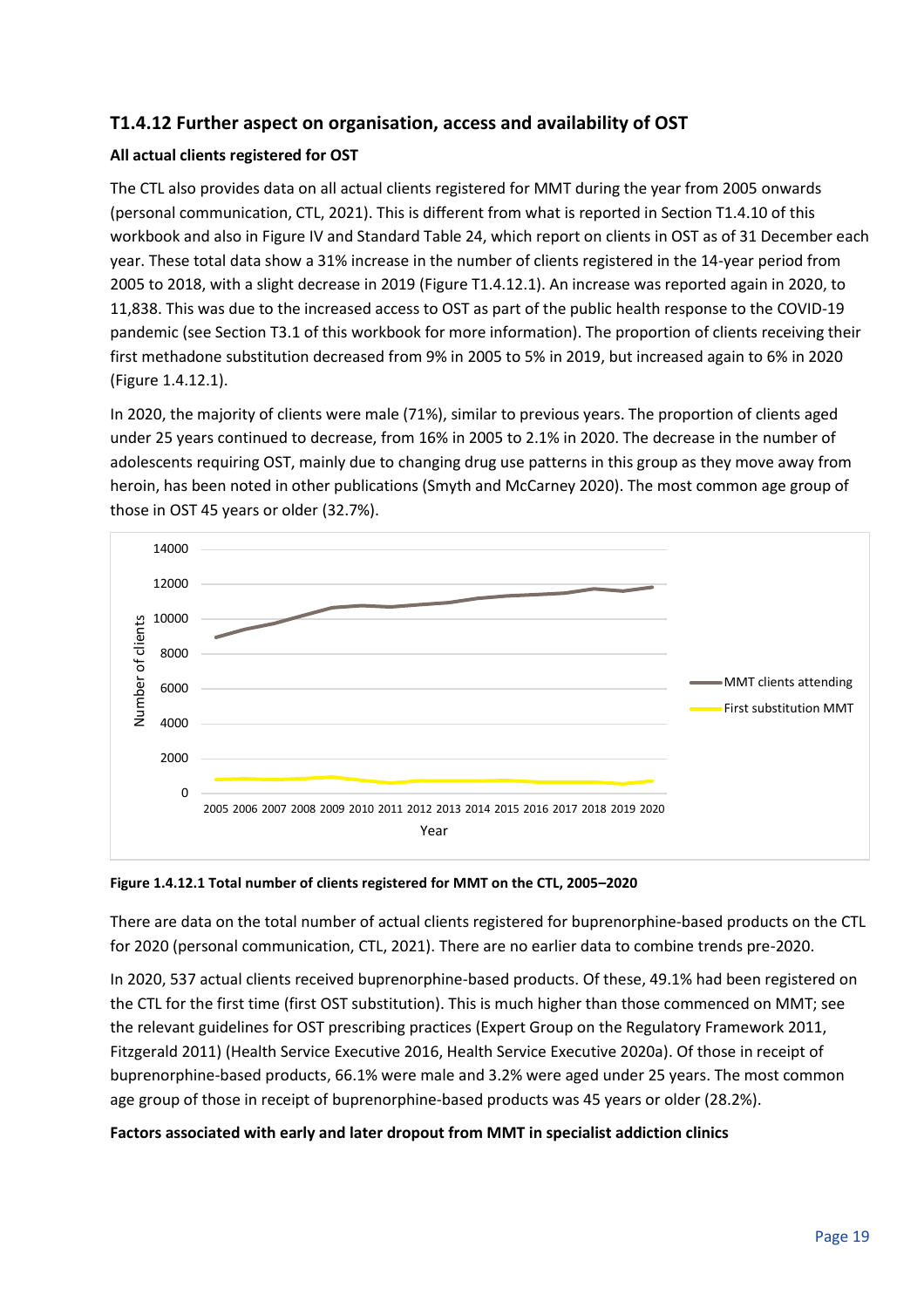## T1.4.12 Further aspect on organisation, access and availability of OST

**All actual clients registered for OST**

The CTL also provides data on all actual clients registered for MMT during the year from 2005 onwards (personal communication, CTL, 2021). This is different from what is reported in Section T1.4.10 of this workbook and also in Figure IV and Standard Table 24, which report on clients in OST as of 31 December each year. These total data show a 31% increase in the number of clients registered in the 14-year period from 2005 to 2018, with a slight decrease in 2019 (Figure T1.4.12.1). An increase was reported again in 2020, to 11,838. This was due to the increased access to OST as part of the public health response to the COVID-19 pandemic (see Section T3.1 of this workbook for more information). The proportion of clients receiving their first methadone substitution decreased from 9% in 2005 to 5% in 2019, but increased again to 6% in 2020 (Figure 1.4.12.1).

In 2020, the majority of clients were male (71%), similar to previous years. The proportion of clients aged under 25 years continued to decrease, from 16% in 2005 to 2.1% in 2020. The decrease in the number of adolescents requiring OST, mainly due to changing drug use patterns in this group as they move away from heroin, has been noted in other publications (Smyth and McCarney 2020). The most common age group of those in OST 45 years or older (32.7%).

**Figure 1.4.12.1 Total number of clients registered for MMT on the CTL, 2005–2020**

There are data on the total number of actual clients registered for buprenorphine-based products on the CTL for 2020 (personal communication, CTL, 2021). There are no earlier data to combine trends pre-2020.

In 2020, 537 actual clients received buprenorphine-based products. Of these, 49.1% had been registered on the CTL for the first time (first OST substitution). This is much higher than those commenced on MMT; see the relevant guidelines for OST prescribing practices (Expert Group on the Regulatory Framework 2011, Fitzgerald 2011) (Health Service Executive 2016, Health Service Executive 2020a). Of those in receipt of buprenorphine-based products, 66.1% were male and 3.2% were aged under 25 years. The most common age group of those in receipt of buprenorphine-based products was 45 years or older (28.2%).

**Factors associated with early and later dropout from MMT in specialist addiction clinics**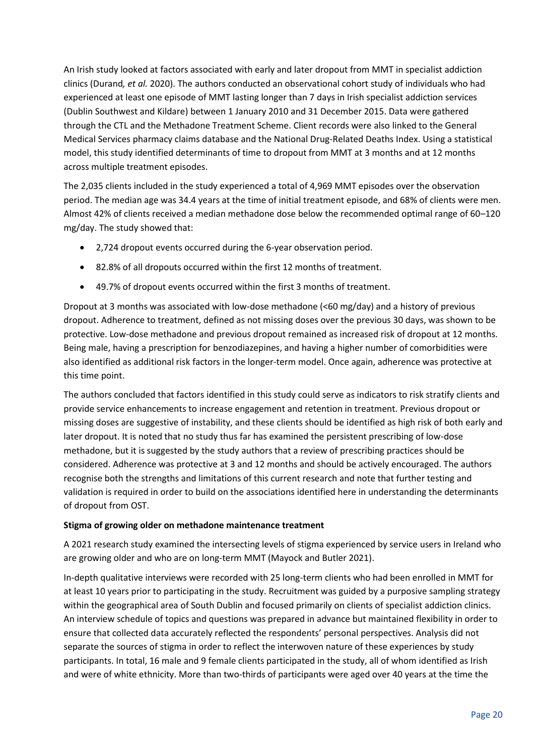An Irish study looked at factors associated with early and later dropout from MMT in specialist addiction clinics (Durand*, et al.* 2020). The authors conducted an observational cohort study of individuals who had experienced at least one episode of MMT lasting longer than 7 days in Irish specialist addiction services (Dublin Southwest and Kildare) between 1 January 2010 and 31 December 2015. Data were gathered through the CTL and the Methadone Treatment Scheme. Client records were also linked to the General Medical Services pharmacy claims database and the National Drug-Related Deaths Index. Using a statistical model, this study identified determinants of time to dropout from MMT at 3 months and at 12 months across multiple treatment episodes.

The 2,035 clients included in the study experienced a total of 4,969 MMT episodes over the observation period. The median age was 34.4 years at the time of initial treatment episode, and 68% of clients were men. Almost 42% of clients received a median methadone dose below the recommended optimal range of 60–120 mg/day. The study showed that:

- 2,724 dropout events occurred during the 6-year observation period.
- 82.8% of all dropouts occurred within the first 12 months of treatment.
- 49.7% of dropout events occurred within the first 3 months of treatment.

Dropout at 3 months was associated with low-dose methadone (<60 mg/day) and a history of previous dropout. Adherence to treatment, defined as not missing doses over the previous 30 days, was shown to be protective. Low-dose methadone and previous dropout remained as increased risk of dropout at 12 months. Being male, having a prescription for benzodiazepines, and having a higher number of comorbidities were also identified as additional risk factors in the longer-term model. Once again, adherence was protective at this time point.

The authors concluded that factors identified in this study could serve as indicators to risk stratify clients and provide service enhancements to increase engagement and retention in treatment. Previous dropout or missing doses are suggestive of instability, and these clients should be identified as high risk of both early and later dropout. It is noted that no study thus far has examined the persistent prescribing of low-dose methadone, but it is suggested by the study authors that a review of prescribing practices should be considered. Adherence was protective at 3 and 12 months and should be actively encouraged. The authors recognise both the strengths and limitations of this current research and note that further testing and validation is required in order to build on the associations identified here in understanding the determinants of dropout from OST.

**Stigma of growing older on methadone maintenance treatment**

A 2021 research study examined the intersecting levels of stigma experienced by service users in Ireland who are growing older and who are on long-term MMT (Mayock and Butler 2021).

In-depth qualitative interviews were recorded with 25 long-term clients who had been enrolled in MMT for at least 10 years prior to participating in the study. Recruitment was guided by a purposive sampling strategy within the geographical area of South Dublin and focused primarily on clients of specialist addiction clinics. An interview schedule of topics and questions was prepared in advance but maintained flexibility in order to ensure that collected data accurately reflected the respondents' personal perspectives. Analysis did not separate the sources of stigma in order to reflect the interwoven nature of these experiences by study participants. In total, 16 male and 9 female clients participated in the study, all of whom identified as Irish and were of white ethnicity. More than two-thirds of participants were aged over 40 years at the time the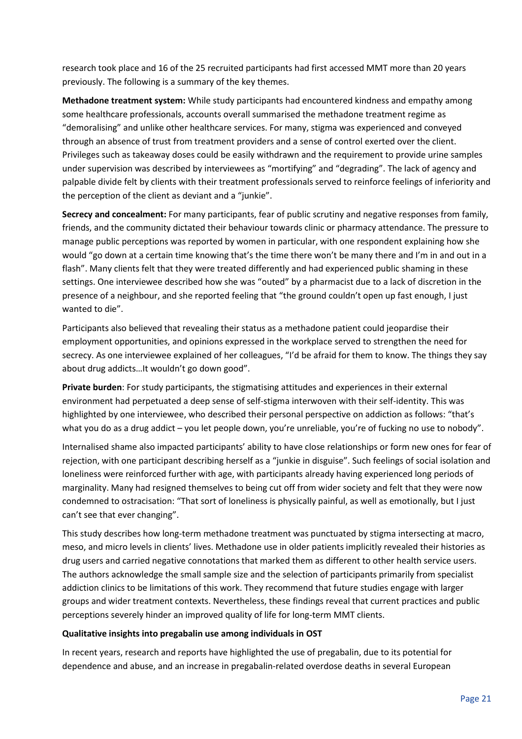research took place and 16 of the 25 recruited participants had first accessed MMT more than 20 years previously. The following is a summary of the key themes.

**Methadone treatment system:** While study participants had encountered kindness and empathy among some healthcare professionals, accounts overall summarised the methadone treatment regime as "demoralising" and unlike other healthcare services. For many, stigma was experienced and conveyed through an absence of trust from treatment providers and a sense of control exerted over the client. Privileges such as takeaway doses could be easily withdrawn and the requirement to provide urine samples under supervision was described by interviewees as "mortifying" and "degrading". The lack of agency and palpable divide felt by clients with their treatment professionals served to reinforce feelings of inferiority and the perception of the client as deviant and a "junkie".

**Secrecy and concealment:** For many participants, fear of public scrutiny and negative responses from family, friends, and the community dictated their behaviour towards clinic or pharmacy attendance. The pressure to manage public perceptions was reported by women in particular, with one respondent explaining how she would "go down at a certain time knowing that's the time there won't be many there and I'm in and out in a flash". Many clients felt that they were treated differently and had experienced public shaming in these settings. One interviewee described how she was "outed" by a pharmacist due to a lack of discretion in the presence of a neighbour, and she reported feeling that "the ground couldn't open up fast enough, I just wanted to die".

Participants also believed that revealing their status as a methadone patient could jeopardise their employment opportunities, and opinions expressed in the workplace served to strengthen the need for secrecy. As one interviewee explained of her colleagues, "I'd be afraid for them to know. The things they say about drug addicts…It wouldn't go down good".

**Private burden**: For study participants, the stigmatising attitudes and experiences in their external environment had perpetuated a deep sense of self-stigma interwoven with their self-identity. This was highlighted by one interviewee, who described their personal perspective on addiction as follows: "that's what you do as a drug addict – you let people down, you're unreliable, you're of fucking no use to nobody".

Internalised shame also impacted participants' ability to have close relationships or form new ones for fear of rejection, with one participant describing herself as a "junkie in disguise". Such feelings of social isolation and loneliness were reinforced further with age, with participants already having experienced long periods of marginality. Many had resigned themselves to being cut off from wider society and felt that they were now condemned to ostracisation: "That sort of loneliness is physically painful, as well as emotionally, but I just can't see that ever changing".

This study describes how long-term methadone treatment was punctuated by stigma intersecting at macro, meso, and micro levels in clients' lives. Methadone use in older patients implicitly revealed their histories as drug users and carried negative connotations that marked them as different to other health service users. The authors acknowledge the small sample size and the selection of participants primarily from specialist addiction clinics to be limitations of this work. They recommend that future studies engage with larger groups and wider treatment contexts. Nevertheless, these findings reveal that current practices and public perceptions severely hinder an improved quality of life for long-term MMT clients.

### Qualitative insights into pregabalin use among individuals in OST

In recent years, research and reports have highlighted the use of pregabalin, due to its potential for dependence and abuse, and an increase in pregabalin-related overdose deaths in several European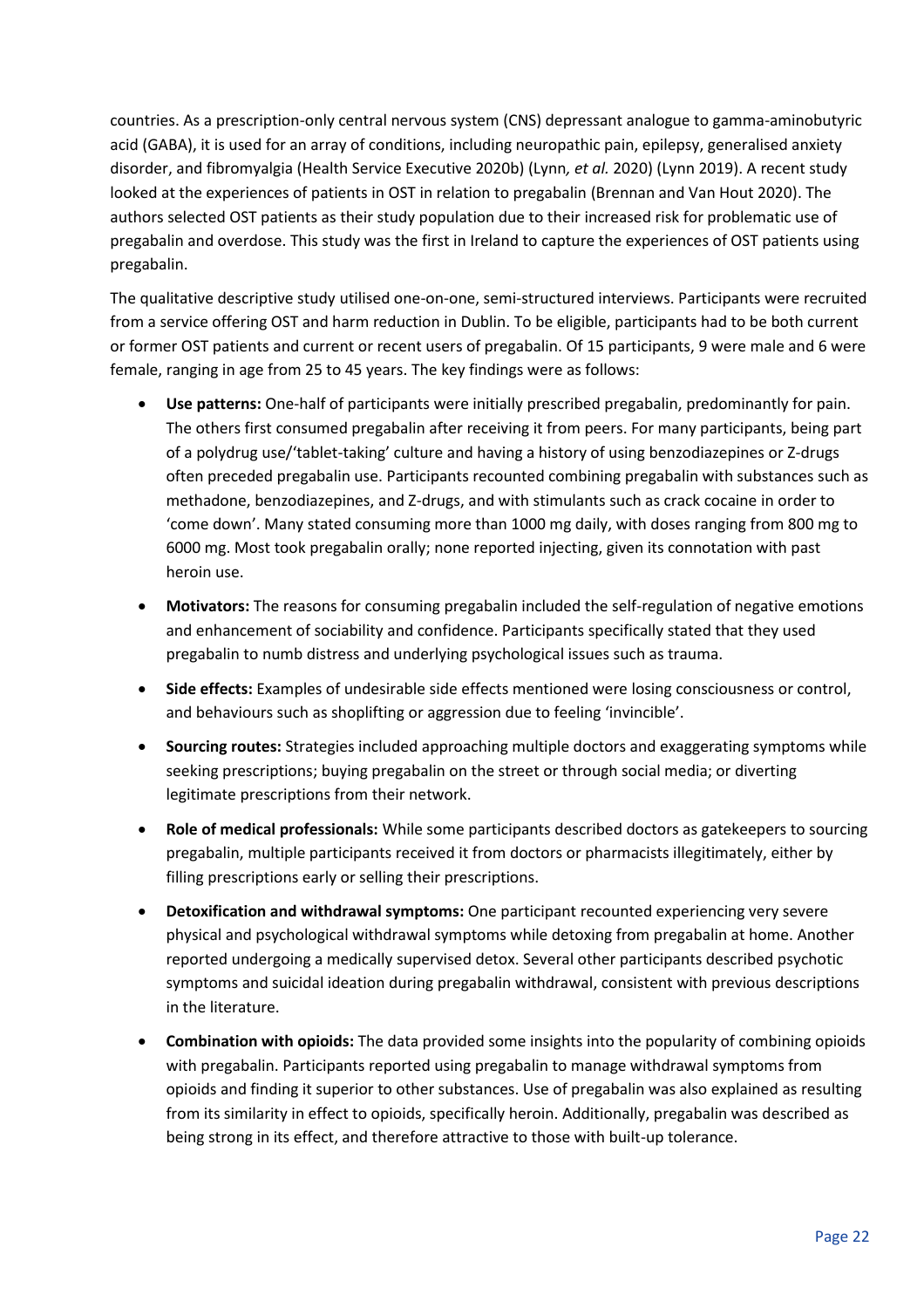countries. As a prescription-only central nervous system (CNS) depressant analogue to gamma-aminobutyric acid (GABA), it is used for an array of conditions, including neuropathic pain, epilepsy, generalised anxiety disorder, and fibromyalgia (Health Service Executive 2020b) (Lynn*, et al.* 2020) (Lynn 2019). A recent study looked at the experiences of patients in OST in relation to pregabalin (Brennan and Van Hout 2020). The authors selected OST patients as their study population due to their increased risk for problematic use of pregabalin and overdose. This study was the first in Ireland to capture the experiences of OST patients using pregabalin.

The qualitative descriptive study utilised one-on-one, semi-structured interviews. Participants were recruited from a service offering OST and harm reduction in Dublin. To be eligible, participants had to be both current or former OST patients and current or recent users of pregabalin. Of 15 participants, 9 were male and 6 were female, ranging in age from 25 to 45 years. The key findings were as follows:

- **Use patterns:** One-half of participants were initially prescribed pregabalin, predominantly for pain. The others first consumed pregabalin after receiving it from peers. For many participants, being part of a polydrug use/'tablet-taking' culture and having a history of using benzodiazepines or Z-drugs often preceded pregabalin use. Participants recounted combining pregabalin with substances such as methadone, benzodiazepines, and Z-drugs, and with stimulants such as crack cocaine in order to 'come down'. Many stated consuming more than 1000 mg daily, with doses ranging from 800 mg to 6000 mg. Most took pregabalin orally; none reported injecting, given its connotation with past heroin use.
- **Motivators:** The reasons for consuming pregabalin included the self-regulation of negative emotions and enhancement of sociability and confidence. Participants specifically stated that they used pregabalin to numb distress and underlying psychological issues such as trauma.
- **Side effects:** Examples of undesirable side effects mentioned were losing consciousness or control, and behaviours such as shoplifting or aggression due to feeling 'invincible'.
- **Sourcing routes:** Strategies included approaching multiple doctors and exaggerating symptoms while seeking prescriptions; buying pregabalin on the street or through social media; or diverting legitimate prescriptions from their network.
- **Role of medical professionals:** While some participants described doctors as gatekeepers to sourcing pregabalin, multiple participants received it from doctors or pharmacists illegitimately, either by filling prescriptions early or selling their prescriptions.
- **Detoxification and withdrawal symptoms:** One participant recounted experiencing very severe physical and psychological withdrawal symptoms while detoxing from pregabalin at home. Another reported undergoing a medically supervised detox. Several other participants described psychotic symptoms and suicidal ideation during pregabalin withdrawal, consistent with previous descriptions in the literature.
- **Combination with opioids:** The data provided some insights into the popularity of combining opioids with pregabalin. Participants reported using pregabalin to manage withdrawal symptoms from opioids and finding it superior to other substances. Use of pregabalin was also explained as resulting from its similarity in effect to opioids, specifically heroin. Additionally, pregabalin was described as being strong in its effect, and therefore attractive to those with built-up tolerance.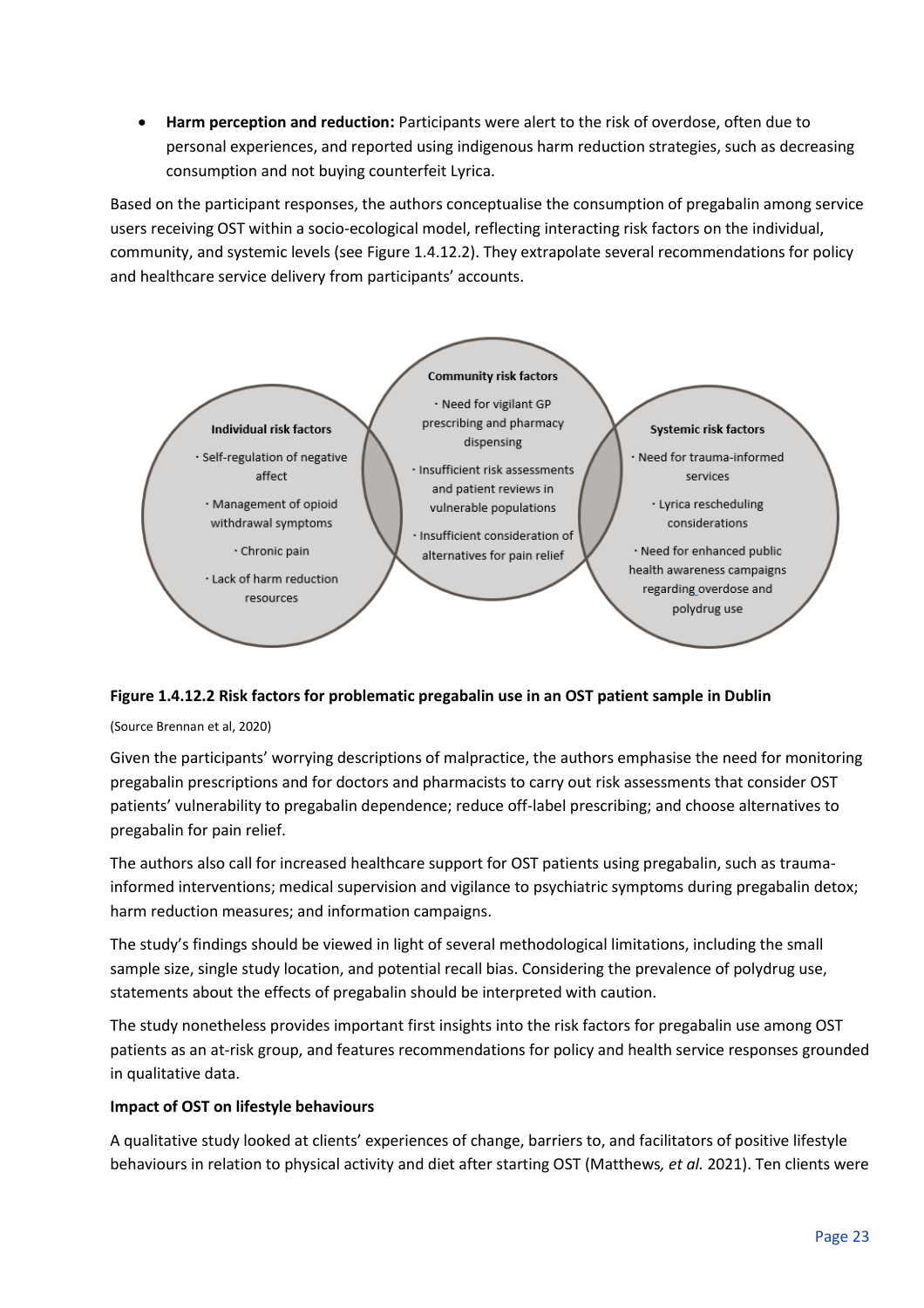- **Harm perception and reduction:** Participants were alert to the risk of overdose, often due to personal experiences, and reported using indigenous harm reduction strategies, such as decreasing consumption and not buying counterfeit Lyrica.

Based on the participant responses, the authors conceptualise the consumption of pregabalin among service users receiving OST within a socio-ecological model, reflecting interacting risk factors on the individual, community, and systemic levels (see Figure 1.4.12.2). They extrapolate several recommendations for policy and healthcare service delivery from participants' accounts.

**Individual risk factors**

- Self-regulation of negative affect
- Management of opioid withdrawal symptoms
- Chronic pain
- Lack of harm reduction resources

**Community risk factors**

- Need for vigilant GP prescribing and pharmacy dispensing
- Insufficient risk assessments and patient reviews in vulnerable populations
- Insufficient consideration of alternatives for pain relief

**Systemic risk factors**

- Need for trauma-informed services
- Lyrica rescheduling considerations
- Need for enhanced public health awareness campaigns regarding overdose and polydrug use

**Figure 1.4.12.2 Risk factors for problematic pregabalin use in an OST patient sample in Dublin**

(Source Brennan et al, 2020)

Given the participants' worrying descriptions of malpractice, the authors emphasise the need for monitoring pregabalin prescriptions and for doctors and pharmacists to carry out risk assessments that consider OST patients' vulnerability to pregabalin dependence; reduce off-label prescribing; and choose alternatives to pregabalin for pain relief.

The authors also call for increased healthcare support for OST patients using pregabalin, such as trauma-informed interventions; medical supervision and vigilance to psychiatric symptoms during pregabalin detox; harm reduction measures; and information campaigns.

The study's findings should be viewed in light of several methodological limitations, including the small sample size, single study location, and potential recall bias. Considering the prevalence of polydrug use, statements about the effects of pregabalin should be interpreted with caution.

The study nonetheless provides important first insights into the risk factors for pregabalin use among OST patients as an at-risk group, and features recommendations for policy and health service responses grounded in qualitative data.

**Impact of OST on lifestyle behaviours**

A qualitative study looked at clients' experiences of change, barriers to, and facilitators of positive lifestyle behaviours in relation to physical activity and diet after starting OST (Matthews*, et al.* 2021). Ten clients were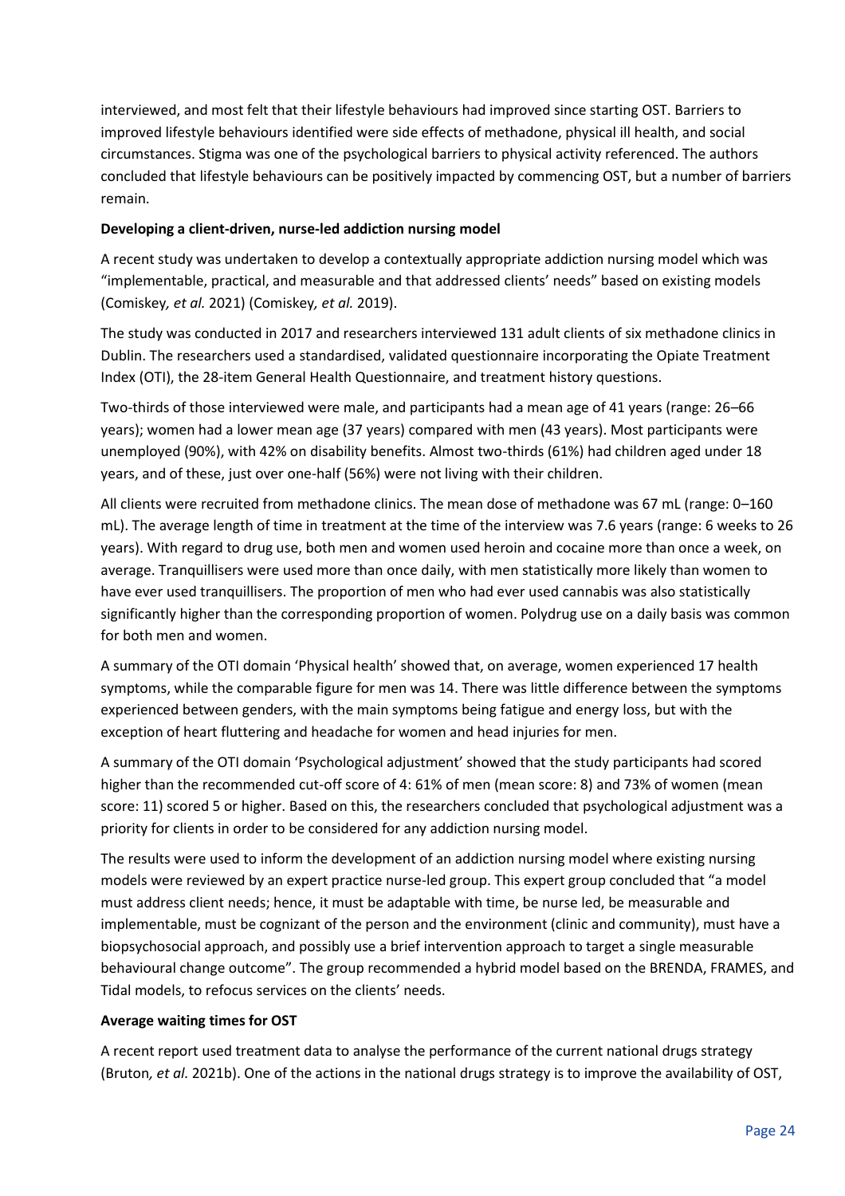interviewed, and most felt that their lifestyle behaviours had improved since starting OST. Barriers to improved lifestyle behaviours identified were side effects of methadone, physical ill health, and social circumstances. Stigma was one of the psychological barriers to physical activity referenced. The authors concluded that lifestyle behaviours can be positively impacted by commencing OST, but a number of barriers remain.

**Developing a client-driven, nurse-led addiction nursing model**

A recent study was undertaken to develop a contextually appropriate addiction nursing model which was "implementable, practical, and measurable and that addressed clients' needs" based on existing models (Comiskey*, et al.* 2021) (Comiskey*, et al.* 2019).

The study was conducted in 2017 and researchers interviewed 131 adult clients of six methadone clinics in Dublin. The researchers used a standardised, validated questionnaire incorporating the Opiate Treatment Index (OTI), the 28-item General Health Questionnaire, and treatment history questions.

Two-thirds of those interviewed were male, and participants had a mean age of 41 years (range: 26–66 years); women had a lower mean age (37 years) compared with men (43 years). Most participants were unemployed (90%), with 42% on disability benefits. Almost two-thirds (61%) had children aged under 18 years, and of these, just over one-half (56%) were not living with their children.

All clients were recruited from methadone clinics. The mean dose of methadone was 67 mL (range: 0–160 mL). The average length of time in treatment at the time of the interview was 7.6 years (range: 6 weeks to 26 years). With regard to drug use, both men and women used heroin and cocaine more than once a week, on average. Tranquillisers were used more than once daily, with men statistically more likely than women to have ever used tranquillisers. The proportion of men who had ever used cannabis was also statistically significantly higher than the corresponding proportion of women. Polydrug use on a daily basis was common for both men and women.

A summary of the OTI domain 'Physical health' showed that, on average, women experienced 17 health symptoms, while the comparable figure for men was 14. There was little difference between the symptoms experienced between genders, with the main symptoms being fatigue and energy loss, but with the exception of heart fluttering and headache for women and head injuries for men.

A summary of the OTI domain 'Psychological adjustment' showed that the study participants had scored higher than the recommended cut-off score of 4: 61% of men (mean score: 8) and 73% of women (mean score: 11) scored 5 or higher. Based on this, the researchers concluded that psychological adjustment was a priority for clients in order to be considered for any addiction nursing model.

The results were used to inform the development of an addiction nursing model where existing nursing models were reviewed by an expert practice nurse-led group. This expert group concluded that "a model must address client needs; hence, it must be adaptable with time, be nurse led, be measurable and implementable, must be cognizant of the person and the environment (clinic and community), must have a biopsychosocial approach, and possibly use a brief intervention approach to target a single measurable behavioural change outcome". The group recommended a hybrid model based on the BRENDA, FRAMES, and Tidal models, to refocus services on the clients' needs.

**Average waiting times for OST**

A recent report used treatment data to analyse the performance of the current national drugs strategy (Bruton*, et al.* 2021b). One of the actions in the national drugs strategy is to improve the availability of OST,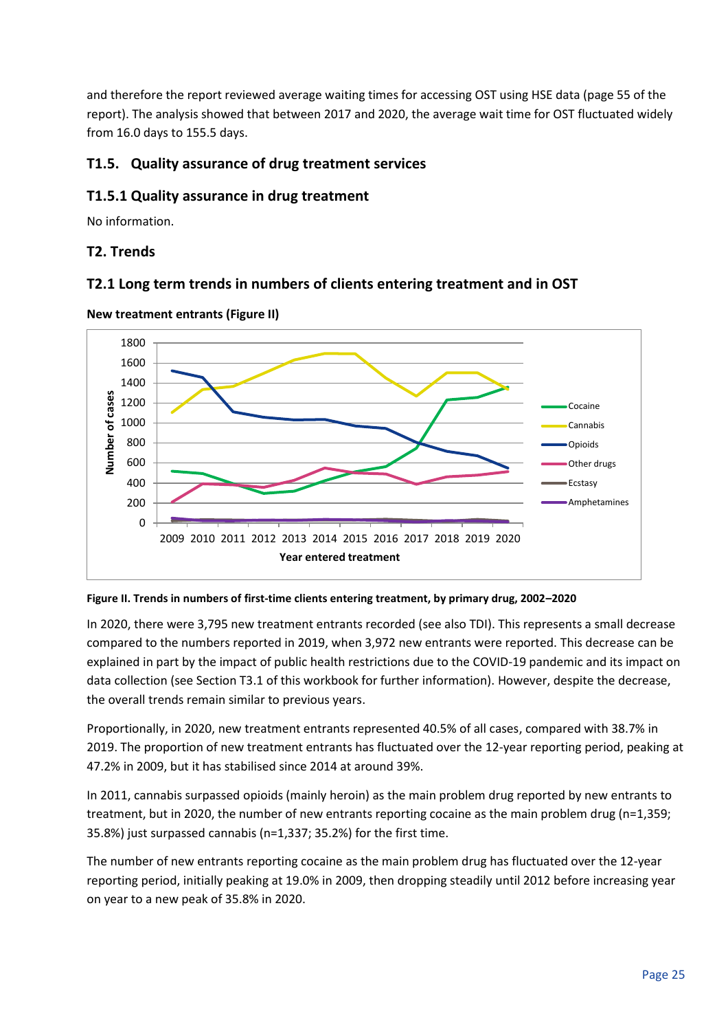and therefore the report reviewed average waiting times for accessing OST using HSE data (page 55 of the report). The analysis showed that between 2017 and 2020, the average wait time for OST fluctuated widely from 16.0 days to 155.5 days.

## T1.5. Quality assurance of drug treatment services

### T1.5.1 Quality assurance in drug treatment

No information.

## T2. Trends

### T2.1 Long term trends in numbers of clients entering treatment and in OST

**New treatment entrants (Figure II)**

**Figure II. Trends in numbers of first-time clients entering treatment, by primary drug, 2002–2020**

In 2020, there were 3,795 new treatment entrants recorded (see also TDI). This represents a small decrease compared to the numbers reported in 2019, when 3,972 new entrants were reported. This decrease can be explained in part by the impact of public health restrictions due to the COVID-19 pandemic and its impact on data collection (see Section T3.1 of this workbook for further information). However, despite the decrease, the overall trends remain similar to previous years.

Proportionally, in 2020, new treatment entrants represented 40.5% of all cases, compared with 38.7% in 2019. The proportion of new treatment entrants has fluctuated over the 12-year reporting period, peaking at 47.2% in 2009, but it has stabilised since 2014 at around 39%.

In 2011, cannabis surpassed opioids (mainly heroin) as the main problem drug reported by new entrants to treatment, but in 2020, the number of new entrants reporting cocaine as the main problem drug (n=1,359; 35.8%) just surpassed cannabis (n=1,337; 35.2%) for the first time.

The number of new entrants reporting cocaine as the main problem drug has fluctuated over the 12-year reporting period, initially peaking at 19.0% in 2009, then dropping steadily until 2012 before increasing year on year to a new peak of 35.8% in 2020.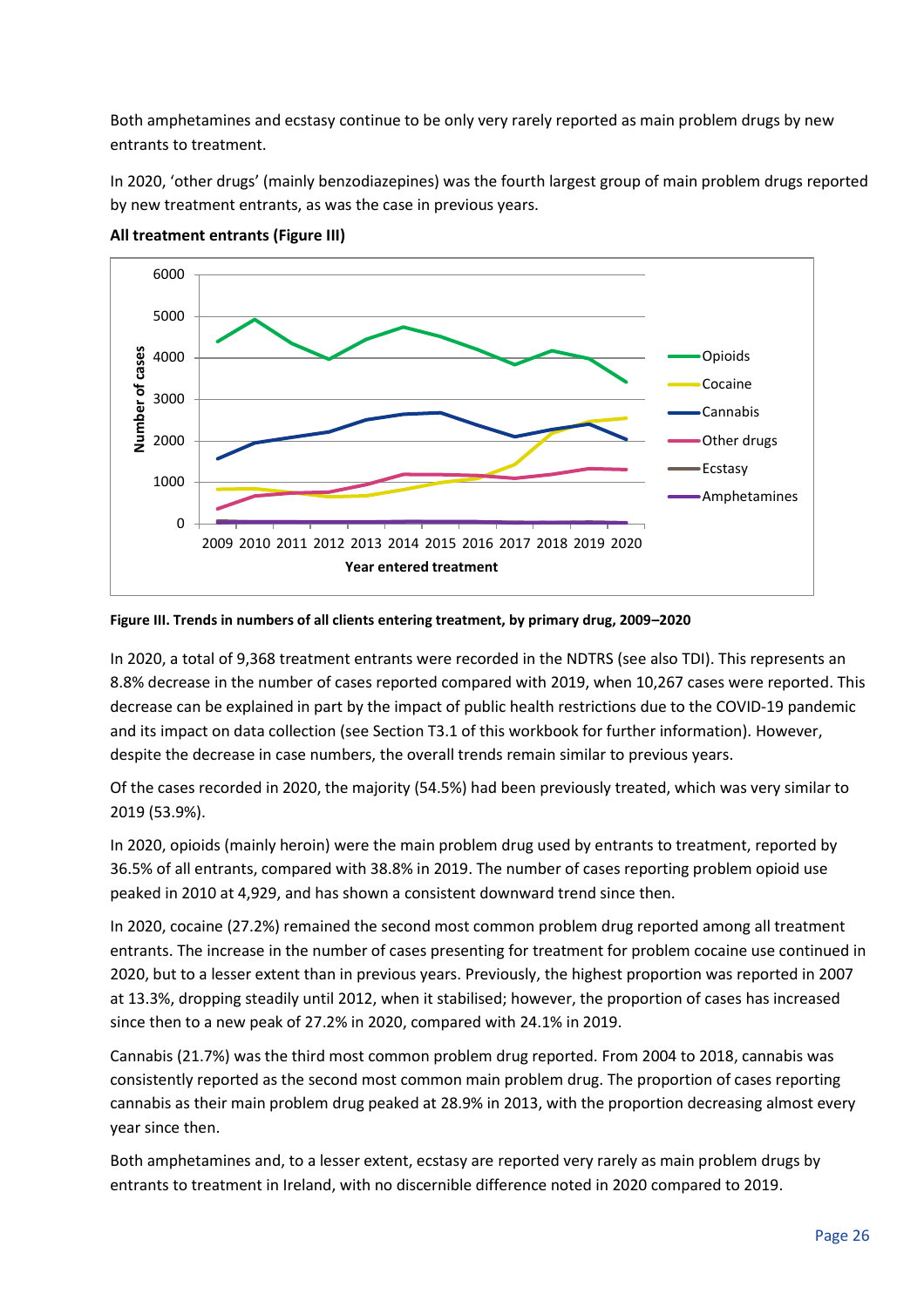Both amphetamines and ecstasy continue to be only very rarely reported as main problem drugs by new entrants to treatment.

In 2020, 'other drugs' (mainly benzodiazepines) was the fourth largest group of main problem drugs reported by new treatment entrants, as was the case in previous years.

**All treatment entrants (Figure III)**

**Figure III. Trends in numbers of all clients entering treatment, by primary drug, 2009–2020**

In 2020, a total of 9,368 treatment entrants were recorded in the NDTRS (see also TDI). This represents an 8.8% decrease in the number of cases reported compared with 2019, when 10,267 cases were reported. This decrease can be explained in part by the impact of public health restrictions due to the COVID-19 pandemic and its impact on data collection (see Section T3.1 of this workbook for further information). However, despite the decrease in case numbers, the overall trends remain similar to previous years.

Of the cases recorded in 2020, the majority (54.5%) had been previously treated, which was very similar to 2019 (53.9%).

In 2020, opioids (mainly heroin) were the main problem drug used by entrants to treatment, reported by 36.5% of all entrants, compared with 38.8% in 2019. The number of cases reporting problem opioid use peaked in 2010 at 4,929, and has shown a consistent downward trend since then.

In 2020, cocaine (27.2%) remained the second most common problem drug reported among all treatment entrants. The increase in the number of cases presenting for treatment for problem cocaine use continued in 2020, but to a lesser extent than in previous years. Previously, the highest proportion was reported in 2007 at 13.3%, dropping steadily until 2012, when it stabilised; however, the proportion of cases has increased since then to a new peak of 27.2% in 2020, compared with 24.1% in 2019.

Cannabis (21.7%) was the third most common problem drug reported. From 2004 to 2018, cannabis was consistently reported as the second most common main problem drug. The proportion of cases reporting cannabis as their main problem drug peaked at 28.9% in 2013, with the proportion decreasing almost every year since then.

Both amphetamines and, to a lesser extent, ecstasy are reported very rarely as main problem drugs by entrants to treatment in Ireland, with no discernible difference noted in 2020 compared to 2019.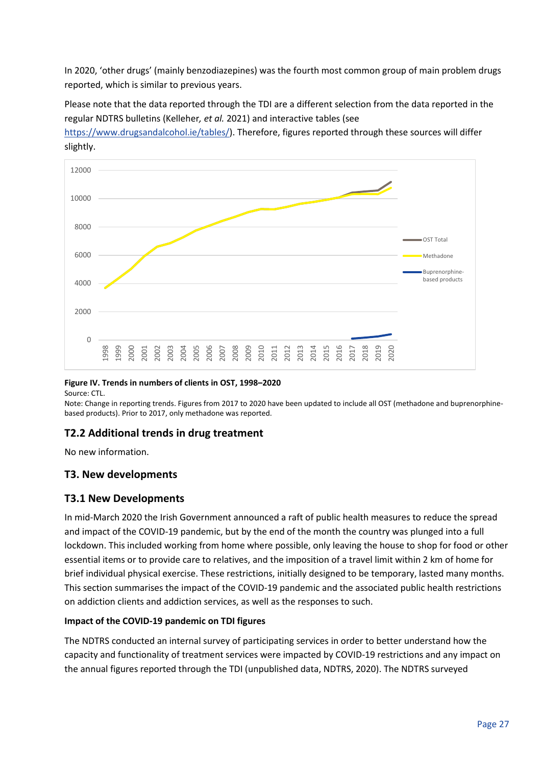In 2020, 'other drugs' (mainly benzodiazepines) was the fourth most common group of main problem drugs reported, which is similar to previous years.

Please note that the data reported through the TDI are a different selection from the data reported in the regular NDTRS bulletins (Kelleher, *et al.* 2021) and interactive tables (see [https://www.drugsandalcohol.ie/tables/](https://www.drugsandalcohol.ie/tables/)). Therefore, figures reported through these sources will differ slightly.

**Figure IV. Trends in numbers of clients in OST, 1998–2020**

Source: CTL.

Note: Change in reporting trends. Figures from 2017 to 2020 have been updated to include all OST (methadone and buprenorphine-based products). Prior to 2017, only methadone was reported.

## T2.2 Additional trends in drug treatment

No new information.

## T3. New developments

## T3.1 New Developments

In mid-March 2020 the Irish Government announced a raft of public health measures to reduce the spread and impact of the COVID-19 pandemic, but by the end of the month the country was plunged into a full lockdown. This included working from home where possible, only leaving the house to shop for food or other essential items or to provide care to relatives, and the imposition of a travel limit within 2 km of home for brief individual physical exercise. These restrictions, initially designed to be temporary, lasted many months. This section summarises the impact of the COVID-19 pandemic and the associated public health restrictions on addiction clients and addiction services, as well as the responses to such.

**Impact of the COVID-19 pandemic on TDI figures**

The NDTRS conducted an internal survey of participating services in order to better understand how the capacity and functionality of treatment services were impacted by COVID-19 restrictions and any impact on the annual figures reported through the TDI (unpublished data, NDTRS, 2020). The NDTRS surveyed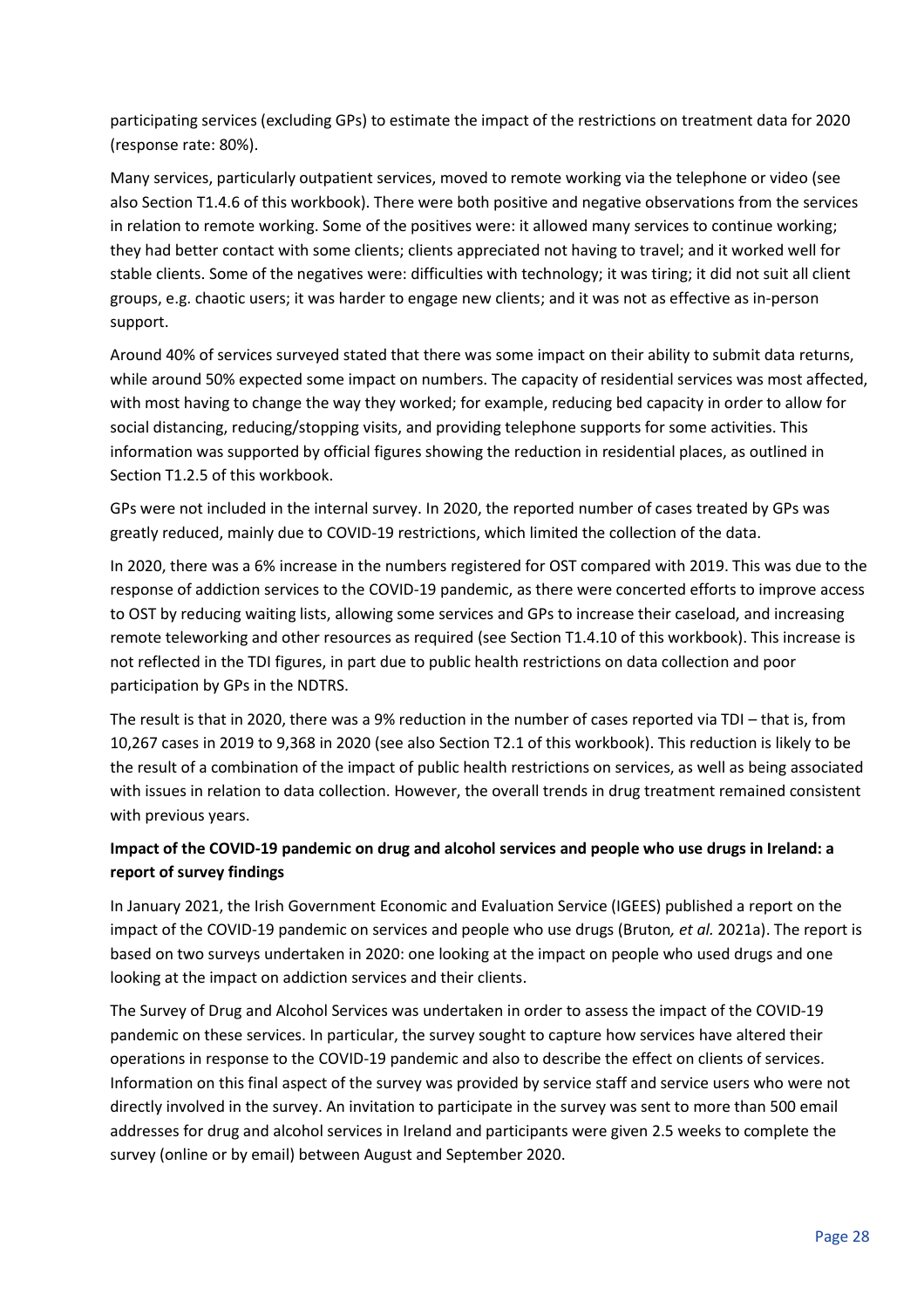participating services (excluding GPs) to estimate the impact of the restrictions on treatment data for 2020 (response rate: 80%).

Many services, particularly outpatient services, moved to remote working via the telephone or video (see also Section T1.4.6 of this workbook). There were both positive and negative observations from the services in relation to remote working. Some of the positives were: it allowed many services to continue working; they had better contact with some clients; clients appreciated not having to travel; and it worked well for stable clients. Some of the negatives were: difficulties with technology; it was tiring; it did not suit all client groups, e.g. chaotic users; it was harder to engage new clients; and it was not as effective as in-person support.

Around 40% of services surveyed stated that there was some impact on their ability to submit data returns, while around 50% expected some impact on numbers. The capacity of residential services was most affected, with most having to change the way they worked; for example, reducing bed capacity in order to allow for social distancing, reducing/stopping visits, and providing telephone supports for some activities. This information was supported by official figures showing the reduction in residential places, as outlined in Section T1.2.5 of this workbook.

GPs were not included in the internal survey. In 2020, the reported number of cases treated by GPs was greatly reduced, mainly due to COVID-19 restrictions, which limited the collection of the data.

In 2020, there was a 6% increase in the numbers registered for OST compared with 2019. This was due to the response of addiction services to the COVID-19 pandemic, as there were concerted efforts to improve access to OST by reducing waiting lists, allowing some services and GPs to increase their caseload, and increasing remote teleworking and other resources as required (see Section T1.4.10 of this workbook). This increase is not reflected in the TDI figures, in part due to public health restrictions on data collection and poor participation by GPs in the NDTRS.

The result is that in 2020, there was a 9% reduction in the number of cases reported via TDI – that is, from 10,267 cases in 2019 to 9,368 in 2020 (see also Section T2.1 of this workbook). This reduction is likely to be the result of a combination of the impact of public health restrictions on services, as well as being associated with issues in relation to data collection. However, the overall trends in drug treatment remained consistent with previous years.

**Impact of the COVID-19 pandemic on drug and alcohol services and people who use drugs in Ireland: a report of survey findings**

In January 2021, the Irish Government Economic and Evaluation Service (IGEES) published a report on the impact of the COVID-19 pandemic on services and people who use drugs (Bruton*, et al.* 2021a). The report is based on two surveys undertaken in 2020: one looking at the impact on people who used drugs and one looking at the impact on addiction services and their clients.

The Survey of Drug and Alcohol Services was undertaken in order to assess the impact of the COVID-19 pandemic on these services. In particular, the survey sought to capture how services have altered their operations in response to the COVID-19 pandemic and also to describe the effect on clients of services. Information on this final aspect of the survey was provided by service staff and service users who were not directly involved in the survey. An invitation to participate in the survey was sent to more than 500 email addresses for drug and alcohol services in Ireland and participants were given 2.5 weeks to complete the survey (online or by email) between August and September 2020.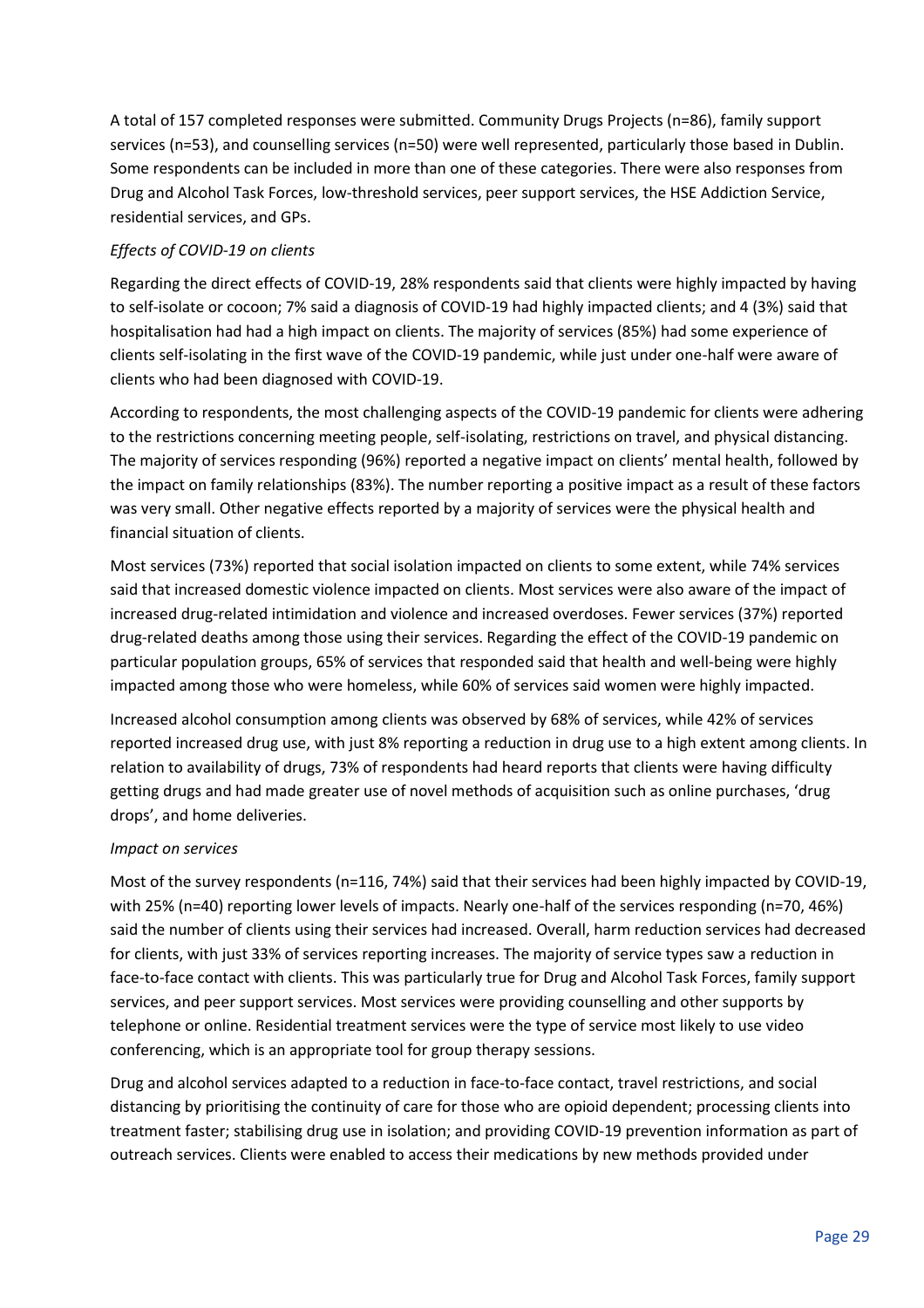A total of 157 completed responses were submitted. Community Drugs Projects (n=86), family support services (n=53), and counselling services (n=50) were well represented, particularly those based in Dublin. Some respondents can be included in more than one of these categories. There were also responses from Drug and Alcohol Task Forces, low-threshold services, peer support services, the HSE Addiction Service, residential services, and GPs.

*Effects of COVID-19 on clients*

Regarding the direct effects of COVID-19, 28% respondents said that clients were highly impacted by having to self-isolate or cocoon; 7% said a diagnosis of COVID-19 had highly impacted clients; and 4 (3%) said that hospitalisation had had a high impact on clients. The majority of services (85%) had some experience of clients self-isolating in the first wave of the COVID-19 pandemic, while just under one-half were aware of clients who had been diagnosed with COVID-19.

According to respondents, the most challenging aspects of the COVID-19 pandemic for clients were adhering to the restrictions concerning meeting people, self-isolating, restrictions on travel, and physical distancing. The majority of services responding (96%) reported a negative impact on clients' mental health, followed by the impact on family relationships (83%). The number reporting a positive impact as a result of these factors was very small. Other negative effects reported by a majority of services were the physical health and financial situation of clients.

Most services (73%) reported that social isolation impacted on clients to some extent, while 74% services said that increased domestic violence impacted on clients. Most services were also aware of the impact of increased drug-related intimidation and violence and increased overdoses. Fewer services (37%) reported drug-related deaths among those using their services. Regarding the effect of the COVID-19 pandemic on particular population groups, 65% of services that responded said that health and well-being were highly impacted among those who were homeless, while 60% of services said women were highly impacted.

Increased alcohol consumption among clients was observed by 68% of services, while 42% of services reported increased drug use, with just 8% reporting a reduction in drug use to a high extent among clients. In relation to availability of drugs, 73% of respondents had heard reports that clients were having difficulty getting drugs and had made greater use of novel methods of acquisition such as online purchases, 'drug drops', and home deliveries.

*Impact on services*

Most of the survey respondents (n=116, 74%) said that their services had been highly impacted by COVID-19, with 25% (n=40) reporting lower levels of impacts. Nearly one-half of the services responding (n=70, 46%) said the number of clients using their services had increased. Overall, harm reduction services had decreased for clients, with just 33% of services reporting increases. The majority of service types saw a reduction in face-to-face contact with clients. This was particularly true for Drug and Alcohol Task Forces, family support services, and peer support services. Most services were providing counselling and other supports by telephone or online. Residential treatment services were the type of service most likely to use video conferencing, which is an appropriate tool for group therapy sessions.

Drug and alcohol services adapted to a reduction in face-to-face contact, travel restrictions, and social distancing by prioritising the continuity of care for those who are opioid dependent; processing clients into treatment faster; stabilising drug use in isolation; and providing COVID-19 prevention information as part of outreach services. Clients were enabled to access their medications by new methods provided under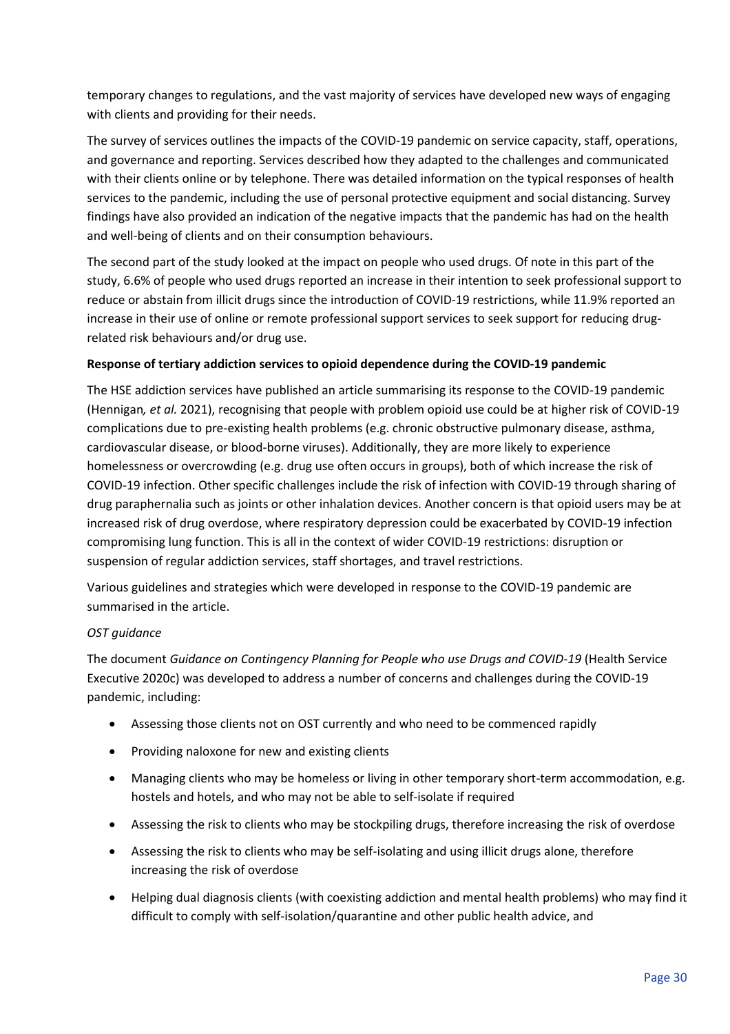temporary changes to regulations, and the vast majority of services have developed new ways of engaging with clients and providing for their needs.

The survey of services outlines the impacts of the COVID-19 pandemic on service capacity, staff, operations, and governance and reporting. Services described how they adapted to the challenges and communicated with their clients online or by telephone. There was detailed information on the typical responses of health services to the pandemic, including the use of personal protective equipment and social distancing. Survey findings have also provided an indication of the negative impacts that the pandemic has had on the health and well-being of clients and on their consumption behaviours.

The second part of the study looked at the impact on people who used drugs. Of note in this part of the study, 6.6% of people who used drugs reported an increase in their intention to seek professional support to reduce or abstain from illicit drugs since the introduction of COVID-19 restrictions, while 11.9% reported an increase in their use of online or remote professional support services to seek support for reducing drug-related risk behaviours and/or drug use.

**Response of tertiary addiction services to opioid dependence during the COVID-19 pandemic**

The HSE addiction services have published an article summarising its response to the COVID-19 pandemic (Hennigan*, et al.* 2021), recognising that people with problem opioid use could be at higher risk of COVID-19 complications due to pre-existing health problems (e.g. chronic obstructive pulmonary disease, asthma, cardiovascular disease, or blood-borne viruses). Additionally, they are more likely to experience homelessness or overcrowding (e.g. drug use often occurs in groups), both of which increase the risk of COVID-19 infection. Other specific challenges include the risk of infection with COVID-19 through sharing of drug paraphernalia such as joints or other inhalation devices. Another concern is that opioid users may be at increased risk of drug overdose, where respiratory depression could be exacerbated by COVID-19 infection compromising lung function. This is all in the context of wider COVID-19 restrictions: disruption or suspension of regular addiction services, staff shortages, and travel restrictions.

Various guidelines and strategies which were developed in response to the COVID-19 pandemic are summarised in the article.

*OST guidance*

The document *Guidance on Contingency Planning for People who use Drugs and COVID-19* (Health Service Executive 2020c) was developed to address a number of concerns and challenges during the COVID-19 pandemic, including:

- Assessing those clients not on OST currently and who need to be commenced rapidly
- Providing naloxone for new and existing clients
- Managing clients who may be homeless or living in other temporary short-term accommodation, e.g. hostels and hotels, and who may not be able to self-isolate if required
- Assessing the risk to clients who may be stockpiling drugs, therefore increasing the risk of overdose
- Assessing the risk to clients who may be self-isolating and using illicit drugs alone, therefore increasing the risk of overdose
- Helping dual diagnosis clients (with coexisting addiction and mental health problems) who may find it difficult to comply with self-isolation/quarantine and other public health advice, and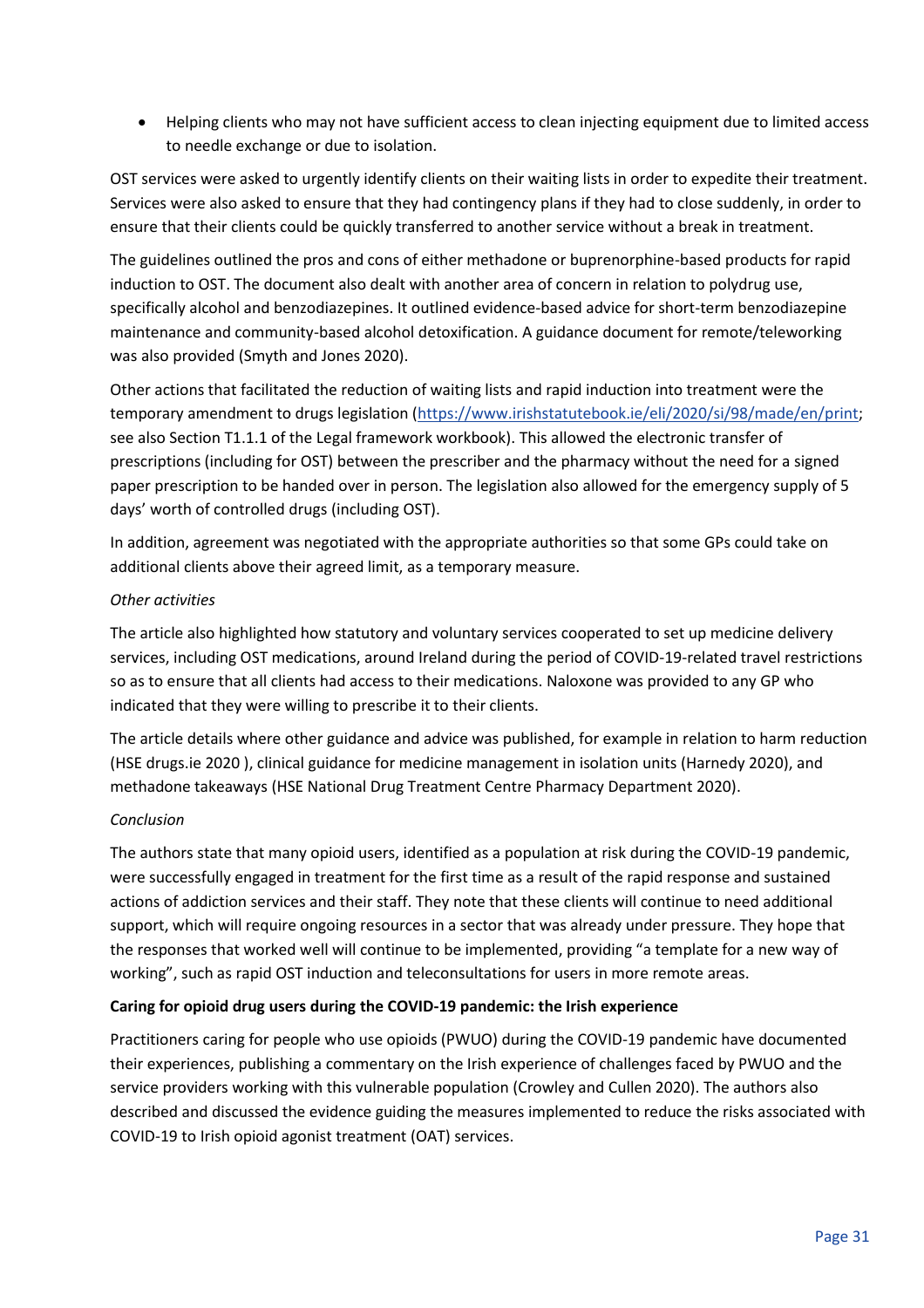- Helping clients who may not have sufficient access to clean injecting equipment due to limited access to needle exchange or due to isolation.

OST services were asked to urgently identify clients on their waiting lists in order to expedite their treatment. Services were also asked to ensure that they had contingency plans if they had to close suddenly, in order to ensure that their clients could be quickly transferred to another service without a break in treatment.

The guidelines outlined the pros and cons of either methadone or buprenorphine-based products for rapid induction to OST. The document also dealt with another area of concern in relation to polydrug use, specifically alcohol and benzodiazepines. It outlined evidence-based advice for short-term benzodiazepine maintenance and community-based alcohol detoxification. A guidance document for remote/teleworking was also provided (Smyth and Jones 2020).

Other actions that facilitated the reduction of waiting lists and rapid induction into treatment were the temporary amendment to drugs legislation (https://www.irishstatutebook.ie/eli/2020/si/98/made/en/print; see also Section T1.1.1 of the Legal framework workbook). This allowed the electronic transfer of prescriptions (including for OST) between the prescriber and the pharmacy without the need for a signed paper prescription to be handed over in person. The legislation also allowed for the emergency supply of 5 days' worth of controlled drugs (including OST).

In addition, agreement was negotiated with the appropriate authorities so that some GPs could take on additional clients above their agreed limit, as a temporary measure.

*Other activities*

The article also highlighted how statutory and voluntary services cooperated to set up medicine delivery services, including OST medications, around Ireland during the period of COVID-19-related travel restrictions so as to ensure that all clients had access to their medications. Naloxone was provided to any GP who indicated that they were willing to prescribe it to their clients.

The article details where other guidance and advice was published, for example in relation to harm reduction (HSE drugs.ie 2020 ), clinical guidance for medicine management in isolation units (Harnedy 2020), and methadone takeaways (HSE National Drug Treatment Centre Pharmacy Department 2020).

*Conclusion*

The authors state that many opioid users, identified as a population at risk during the COVID-19 pandemic, were successfully engaged in treatment for the first time as a result of the rapid response and sustained actions of addiction services and their staff. They note that these clients will continue to need additional support, which will require ongoing resources in a sector that was already under pressure. They hope that the responses that worked well will continue to be implemented, providing "a template for a new way of working", such as rapid OST induction and teleconsultations for users in more remote areas.

**Caring for opioid drug users during the COVID-19 pandemic: the Irish experience**

Practitioners caring for people who use opioids (PWUO) during the COVID-19 pandemic have documented their experiences, publishing a commentary on the Irish experience of challenges faced by PWUO and the service providers working with this vulnerable population (Crowley and Cullen 2020). The authors also described and discussed the evidence guiding the measures implemented to reduce the risks associated with COVID-19 to Irish opioid agonist treatment (OAT) services.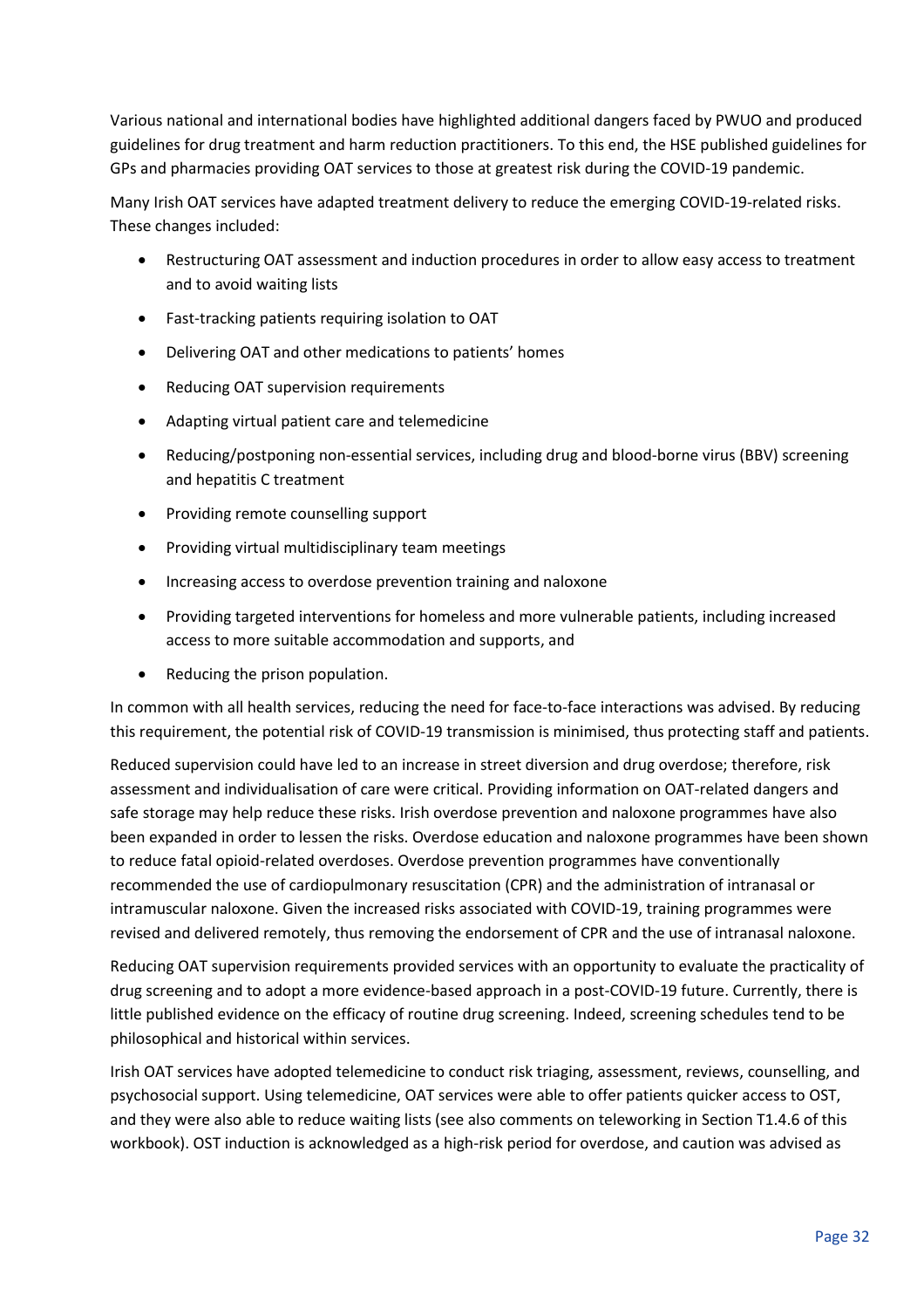Various national and international bodies have highlighted additional dangers faced by PWUO and produced guidelines for drug treatment and harm reduction practitioners. To this end, the HSE published guidelines for GPs and pharmacies providing OAT services to those at greatest risk during the COVID-19 pandemic.

Many Irish OAT services have adapted treatment delivery to reduce the emerging COVID-19-related risks. These changes included:

- Restructuring OAT assessment and induction procedures in order to allow easy access to treatment and to avoid waiting lists
- Fast-tracking patients requiring isolation to OAT
- Delivering OAT and other medications to patients' homes
- Reducing OAT supervision requirements
- Adapting virtual patient care and telemedicine
- Reducing/postponing non-essential services, including drug and blood-borne virus (BBV) screening and hepatitis C treatment
- Providing remote counselling support
- Providing virtual multidisciplinary team meetings
- Increasing access to overdose prevention training and naloxone
- Providing targeted interventions for homeless and more vulnerable patients, including increased access to more suitable accommodation and supports, and
- Reducing the prison population.

In common with all health services, reducing the need for face-to-face interactions was advised. By reducing this requirement, the potential risk of COVID-19 transmission is minimised, thus protecting staff and patients.

Reduced supervision could have led to an increase in street diversion and drug overdose; therefore, risk assessment and individualisation of care were critical. Providing information on OAT-related dangers and safe storage may help reduce these risks. Irish overdose prevention and naloxone programmes have also been expanded in order to lessen the risks. Overdose education and naloxone programmes have been shown to reduce fatal opioid-related overdoses. Overdose prevention programmes have conventionally recommended the use of cardiopulmonary resuscitation (CPR) and the administration of intranasal or intramuscular naloxone. Given the increased risks associated with COVID-19, training programmes were revised and delivered remotely, thus removing the endorsement of CPR and the use of intranasal naloxone.

Reducing OAT supervision requirements provided services with an opportunity to evaluate the practicality of drug screening and to adopt a more evidence-based approach in a post-COVID-19 future. Currently, there is little published evidence on the efficacy of routine drug screening. Indeed, screening schedules tend to be philosophical and historical within services.

Irish OAT services have adopted telemedicine to conduct risk triaging, assessment, reviews, counselling, and psychosocial support. Using telemedicine, OAT services were able to offer patients quicker access to OST, and they were also able to reduce waiting lists (see also comments on teleworking in Section T1.4.6 of this workbook). OST induction is acknowledged as a high-risk period for overdose, and caution was advised as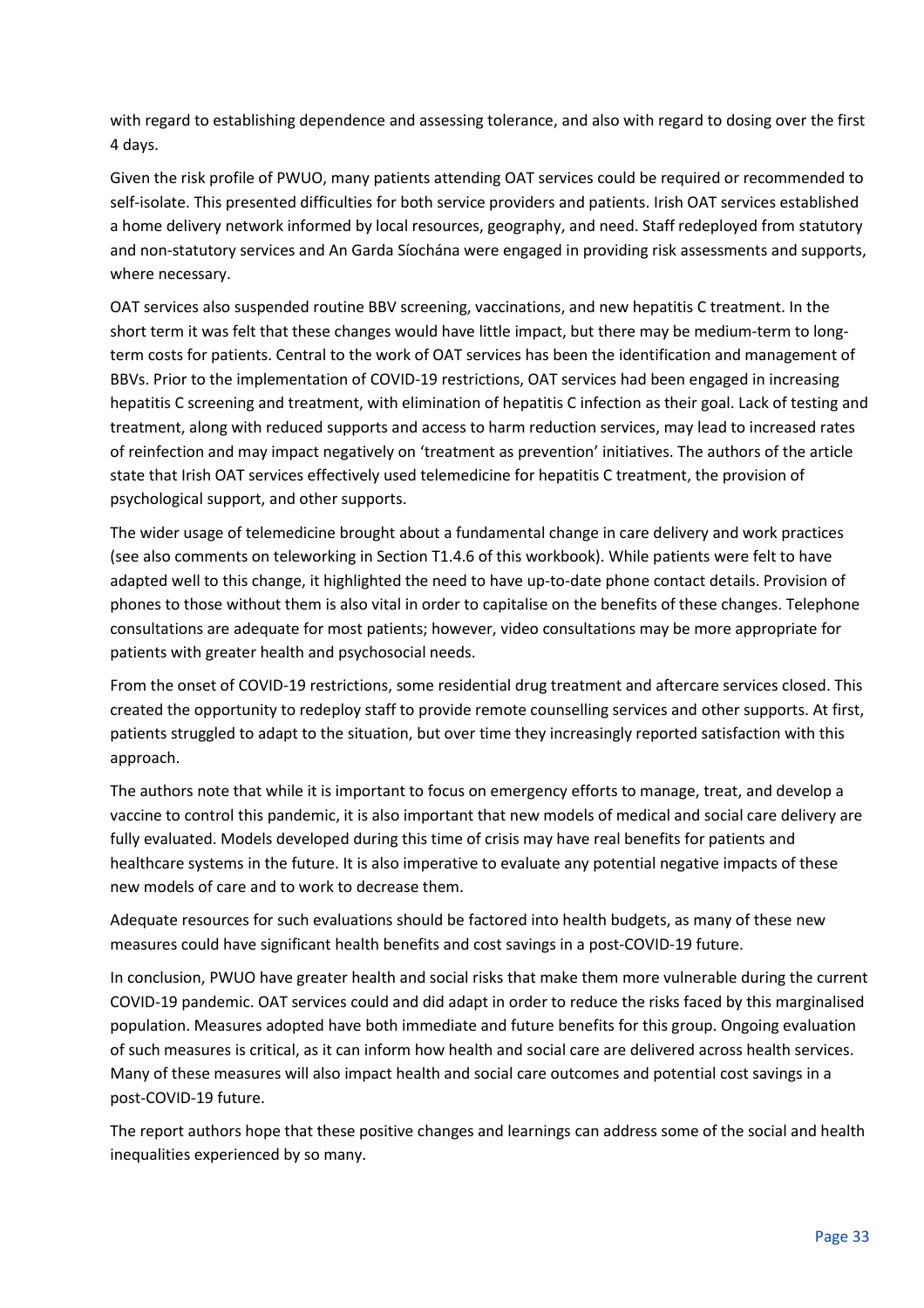with regard to establishing dependence and assessing tolerance, and also with regard to dosing over the first 4 days.

Given the risk profile of PWUO, many patients attending OAT services could be required or recommended to self-isolate. This presented difficulties for both service providers and patients. Irish OAT services established a home delivery network informed by local resources, geography, and need. Staff redeployed from statutory and non-statutory services and An Garda Síochána were engaged in providing risk assessments and supports, where necessary.

OAT services also suspended routine BBV screening, vaccinations, and new hepatitis C treatment. In the short term it was felt that these changes would have little impact, but there may be medium-term to long-term costs for patients. Central to the work of OAT services has been the identification and management of BBVs. Prior to the implementation of COVID-19 restrictions, OAT services had been engaged in increasing hepatitis C screening and treatment, with elimination of hepatitis C infection as their goal. Lack of testing and treatment, along with reduced supports and access to harm reduction services, may lead to increased rates of reinfection and may impact negatively on 'treatment as prevention' initiatives. The authors of the article state that Irish OAT services effectively used telemedicine for hepatitis C treatment, the provision of psychological support, and other supports.

The wider usage of telemedicine brought about a fundamental change in care delivery and work practices (see also comments on teleworking in Section T1.4.6 of this workbook). While patients were felt to have adapted well to this change, it highlighted the need to have up-to-date phone contact details. Provision of phones to those without them is also vital in order to capitalise on the benefits of these changes. Telephone consultations are adequate for most patients; however, video consultations may be more appropriate for patients with greater health and psychosocial needs.

From the onset of COVID-19 restrictions, some residential drug treatment and aftercare services closed. This created the opportunity to redeploy staff to provide remote counselling services and other supports. At first, patients struggled to adapt to the situation, but over time they increasingly reported satisfaction with this approach.

The authors note that while it is important to focus on emergency efforts to manage, treat, and develop a vaccine to control this pandemic, it is also important that new models of medical and social care delivery are fully evaluated. Models developed during this time of crisis may have real benefits for patients and healthcare systems in the future. It is also imperative to evaluate any potential negative impacts of these new models of care and to work to decrease them.

Adequate resources for such evaluations should be factored into health budgets, as many of these new measures could have significant health benefits and cost savings in a post-COVID-19 future.

In conclusion, PWUO have greater health and social risks that make them more vulnerable during the current COVID-19 pandemic. OAT services could and did adapt in order to reduce the risks faced by this marginalised population. Measures adopted have both immediate and future benefits for this group. Ongoing evaluation of such measures is critical, as it can inform how health and social care are delivered across health services. Many of these measures will also impact health and social care outcomes and potential cost savings in a post-COVID-19 future.

The report authors hope that these positive changes and learnings can address some of the social and health inequalities experienced by so many.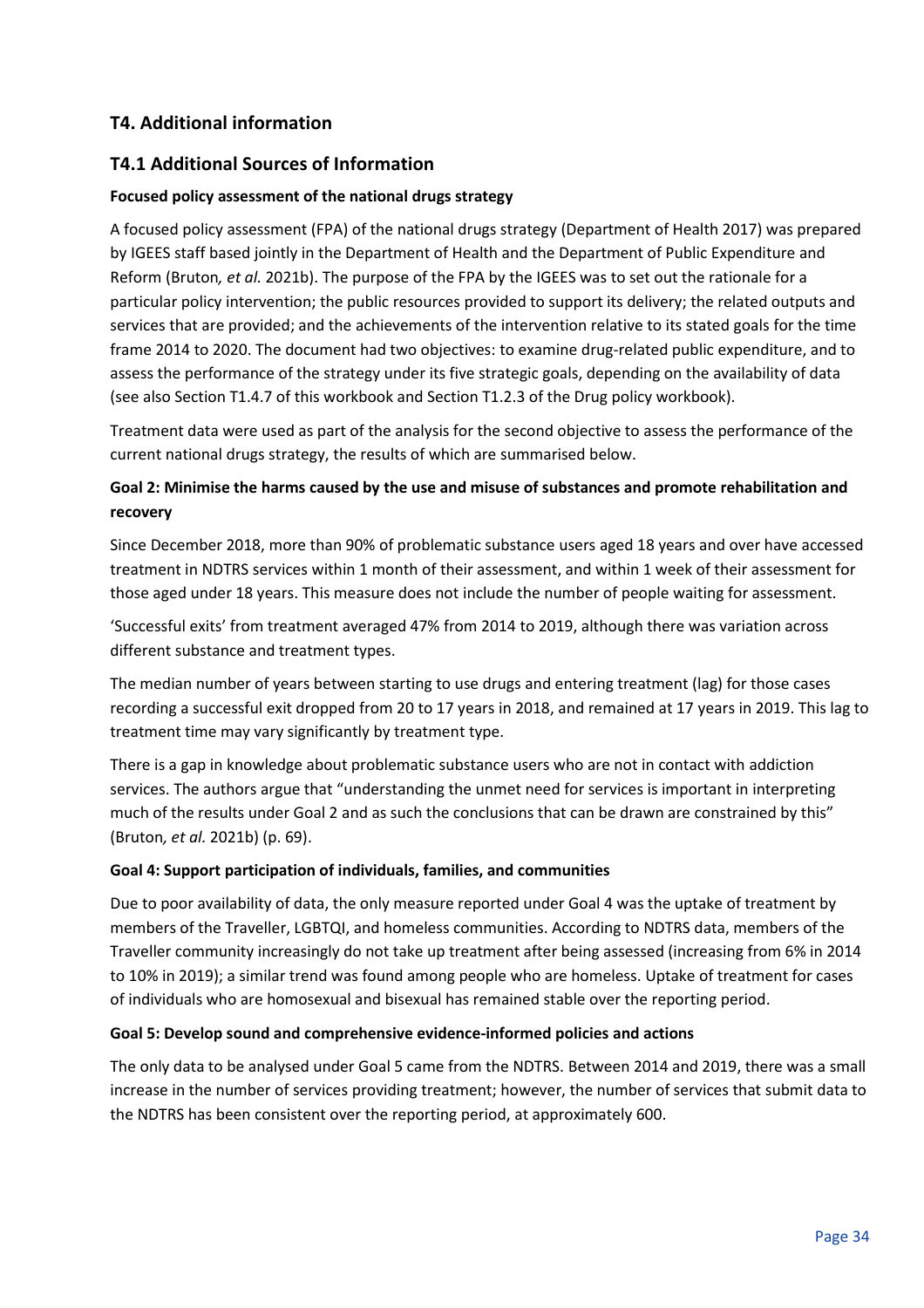## T4. Additional information

## T4.1 Additional Sources of Information

**Focused policy assessment of the national drugs strategy**

A focused policy assessment (FPA) of the national drugs strategy (Department of Health 2017) was prepared by IGEES staff based jointly in the Department of Health and the Department of Public Expenditure and Reform (Bruton*, et al.* 2021b). The purpose of the FPA by the IGEES was to set out the rationale for a particular policy intervention; the public resources provided to support its delivery; the related outputs and services that are provided; and the achievements of the intervention relative to its stated goals for the time frame 2014 to 2020. The document had two objectives: to examine drug-related public expenditure, and to assess the performance of the strategy under its five strategic goals, depending on the availability of data (see also Section T1.4.7 of this workbook and Section T1.2.3 of the Drug policy workbook).

Treatment data were used as part of the analysis for the second objective to assess the performance of the current national drugs strategy, the results of which are summarised below.

**Goal 2: Minimise the harms caused by the use and misuse of substances and promote rehabilitation and recovery**

Since December 2018, more than 90% of problematic substance users aged 18 years and over have accessed treatment in NDTRS services within 1 month of their assessment, and within 1 week of their assessment for those aged under 18 years. This measure does not include the number of people waiting for assessment.

'Successful exits' from treatment averaged 47% from 2014 to 2019, although there was variation across different substance and treatment types.

The median number of years between starting to use drugs and entering treatment (lag) for those cases recording a successful exit dropped from 20 to 17 years in 2018, and remained at 17 years in 2019. This lag to treatment time may vary significantly by treatment type.

There is a gap in knowledge about problematic substance users who are not in contact with addiction services. The authors argue that "understanding the unmet need for services is important in interpreting much of the results under Goal 2 and as such the conclusions that can be drawn are constrained by this" (Bruton*, et al.* 2021b) (p. 69).

**Goal 4: Support participation of individuals, families, and communities**

Due to poor availability of data, the only measure reported under Goal 4 was the uptake of treatment by members of the Traveller, LGBTQI, and homeless communities. According to NDTRS data, members of the Traveller community increasingly do not take up treatment after being assessed (increasing from 6% in 2014 to 10% in 2019); a similar trend was found among people who are homeless. Uptake of treatment for cases of individuals who are homosexual and bisexual has remained stable over the reporting period.

**Goal 5: Develop sound and comprehensive evidence-informed policies and actions**

The only data to be analysed under Goal 5 came from the NDTRS. Between 2014 and 2019, there was a small increase in the number of services providing treatment; however, the number of services that submit data to the NDTRS has been consistent over the reporting period, at approximately 600.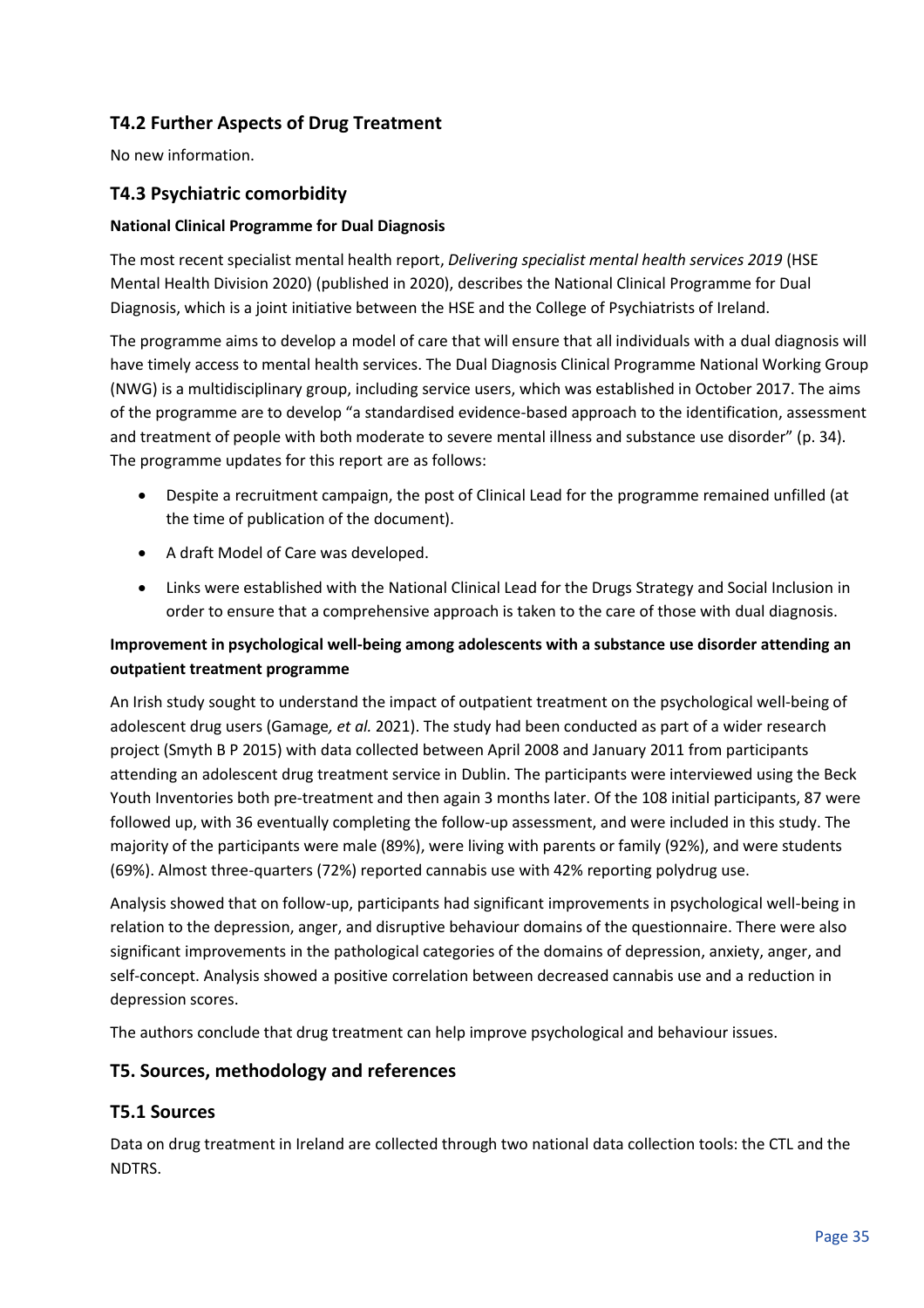## T4.2 Further Aspects of Drug Treatment

No new information.

## T4.3 Psychiatric comorbidity

**National Clinical Programme for Dual Diagnosis**

The most recent specialist mental health report, *Delivering specialist mental health services 2019* (HSE Mental Health Division 2020) (published in 2020), describes the National Clinical Programme for Dual Diagnosis, which is a joint initiative between the HSE and the College of Psychiatrists of Ireland.

The programme aims to develop a model of care that will ensure that all individuals with a dual diagnosis will have timely access to mental health services. The Dual Diagnosis Clinical Programme National Working Group (NWG) is a multidisciplinary group, including service users, which was established in October 2017. The aims of the programme are to develop "a standardised evidence-based approach to the identification, assessment and treatment of people with both moderate to severe mental illness and substance use disorder" (p. 34). The programme updates for this report are as follows:

- Despite a recruitment campaign, the post of Clinical Lead for the programme remained unfilled (at the time of publication of the document).
- A draft Model of Care was developed.
- Links were established with the National Clinical Lead for the Drugs Strategy and Social Inclusion in order to ensure that a comprehensive approach is taken to the care of those with dual diagnosis.

**Improvement in psychological well-being among adolescents with a substance use disorder attending an outpatient treatment programme**

An Irish study sought to understand the impact of outpatient treatment on the psychological well-being of adolescent drug users (Gamage*, et al.* 2021). The study had been conducted as part of a wider research project (Smyth B P 2015) with data collected between April 2008 and January 2011 from participants attending an adolescent drug treatment service in Dublin. The participants were interviewed using the Beck Youth Inventories both pre-treatment and then again 3 months later. Of the 108 initial participants, 87 were followed up, with 36 eventually completing the follow-up assessment, and were included in this study. The majority of the participants were male (89%), were living with parents or family (92%), and were students (69%). Almost three-quarters (72%) reported cannabis use with 42% reporting polydrug use.

Analysis showed that on follow-up, participants had significant improvements in psychological well-being in relation to the depression, anger, and disruptive behaviour domains of the questionnaire. There were also significant improvements in the pathological categories of the domains of depression, anxiety, anger, and self-concept. Analysis showed a positive correlation between decreased cannabis use and a reduction in depression scores.

The authors conclude that drug treatment can help improve psychological and behaviour issues.

## T5. Sources, methodology and references

## T5.1 Sources

Data on drug treatment in Ireland are collected through two national data collection tools: the CTL and the NDTRS.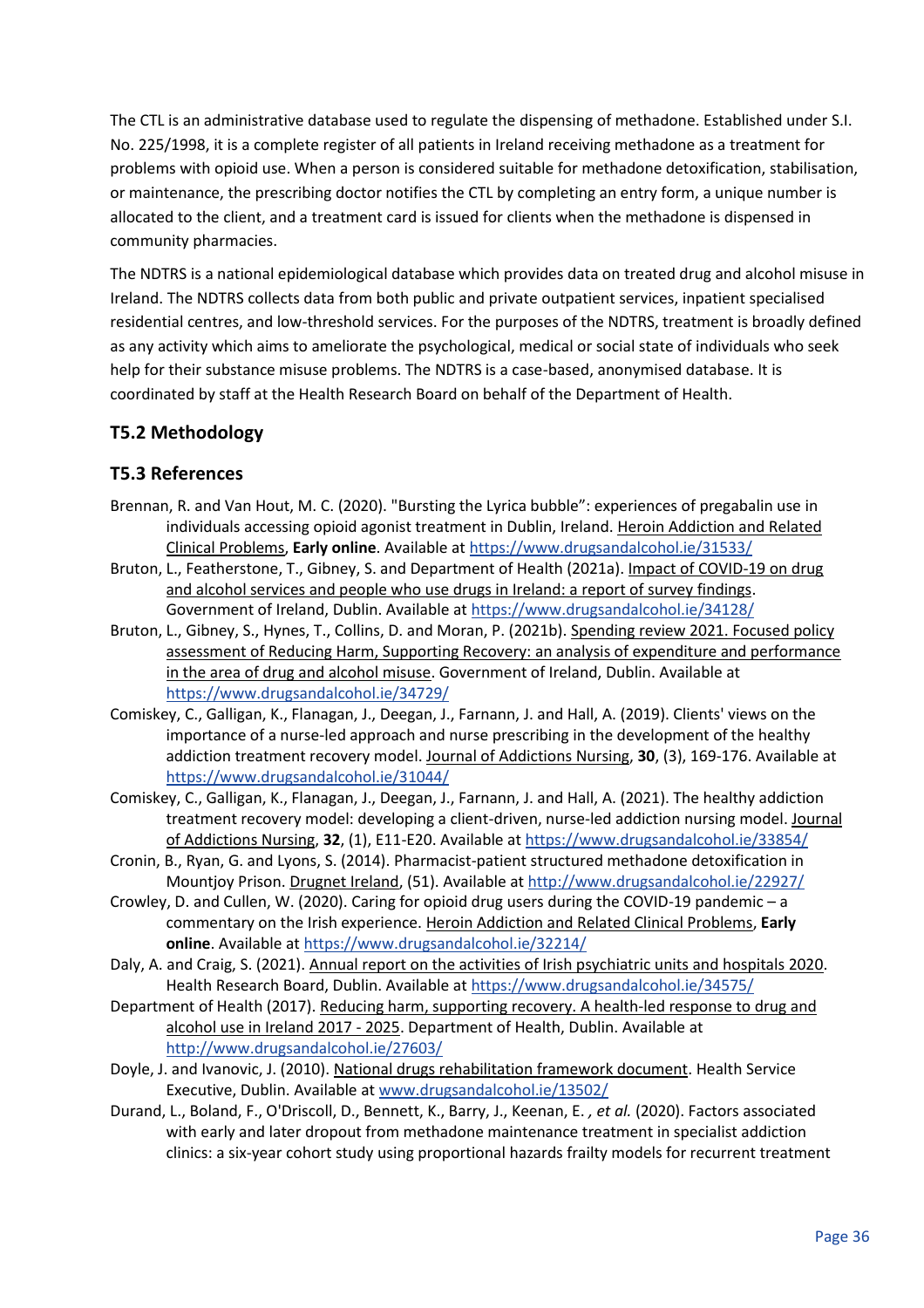The CTL is an administrative database used to regulate the dispensing of methadone. Established under S.I. No. 225/1998, it is a complete register of all patients in Ireland receiving methadone as a treatment for problems with opioid use. When a person is considered suitable for methadone detoxification, stabilisation, or maintenance, the prescribing doctor notifies the CTL by completing an entry form, a unique number is allocated to the client, and a treatment card is issued for clients when the methadone is dispensed in community pharmacies.

The NDTRS is a national epidemiological database which provides data on treated drug and alcohol misuse in Ireland. The NDTRS collects data from both public and private outpatient services, inpatient specialised residential centres, and low-threshold services. For the purposes of the NDTRS, treatment is broadly defined as any activity which aims to ameliorate the psychological, medical or social state of individuals who seek help for their substance misuse problems. The NDTRS is a case-based, anonymised database. It is coordinated by staff at the Health Research Board on behalf of the Department of Health.

## T5.2 Methodology

## T5.3 References

Brennan, R. and Van Hout, M. C. (2020). "Bursting the Lyrica bubble": experiences of pregabalin use in individuals accessing opioid agonist treatment in Dublin, Ireland. Heroin Addiction and Related Clinical Problems, **Early online**. Available at https://www.drugsandalcohol.ie/31533/

Bruton, L., Featherstone, T., Gibney, S. and Department of Health (2021a). Impact of COVID-19 on drug and alcohol services and people who use drugs in Ireland: a report of survey findings. Government of Ireland, Dublin. Available at https://www.drugsandalcohol.ie/34128/

Bruton, L., Gibney, S., Hynes, T., Collins, D. and Moran, P. (2021b). Spending review 2021. Focused policy assessment of Reducing Harm, Supporting Recovery: an analysis of expenditure and performance in the area of drug and alcohol misuse. Government of Ireland, Dublin. Available at https://www.drugsandalcohol.ie/34729/

Comiskey, C., Galligan, K., Flanagan, J., Deegan, J., Farnann, J. and Hall, A. (2019). Clients' views on the importance of a nurse-led approach and nurse prescribing in the development of the healthy addiction treatment recovery model. Journal of Addictions Nursing, **30**, (3), 169-176. Available at https://www.drugsandalcohol.ie/31044/

Comiskey, C., Galligan, K., Flanagan, J., Deegan, J., Farnann, J. and Hall, A. (2021). The healthy addiction treatment recovery model: developing a client-driven, nurse-led addiction nursing model. Journal of Addictions Nursing, **32**, (1), E11-E20. Available at https://www.drugsandalcohol.ie/33854/

Cronin, B., Ryan, G. and Lyons, S. (2014). Pharmacist-patient structured methadone detoxification in Mountjoy Prison. Drugnet Ireland, (51). Available at http://www.drugsandalcohol.ie/22927/

Crowley, D. and Cullen, W. (2020). Caring for opioid drug users during the COVID-19 pandemic – a commentary on the Irish experience. Heroin Addiction and Related Clinical Problems, **Early online**. Available at https://www.drugsandalcohol.ie/32214/

Daly, A. and Craig, S. (2021). Annual report on the activities of Irish psychiatric units and hospitals 2020. Health Research Board, Dublin. Available at https://www.drugsandalcohol.ie/34575/

Department of Health (2017). Reducing harm, supporting recovery. A health-led response to drug and alcohol use in Ireland 2017 - 2025. Department of Health, Dublin. Available at http://www.drugsandalcohol.ie/27603/

Doyle, J. and Ivanovic, J. (2010). National drugs rehabilitation framework document. Health Service Executive, Dublin. Available at www.drugsandalcohol.ie/13502/

Durand, L., Boland, F., O'Driscoll, D., Bennett, K., Barry, J., Keenan, E. *, et al.* (2020). Factors associated with early and later dropout from methadone maintenance treatment in specialist addiction clinics: a six-year cohort study using proportional hazards frailty models for recurrent treatment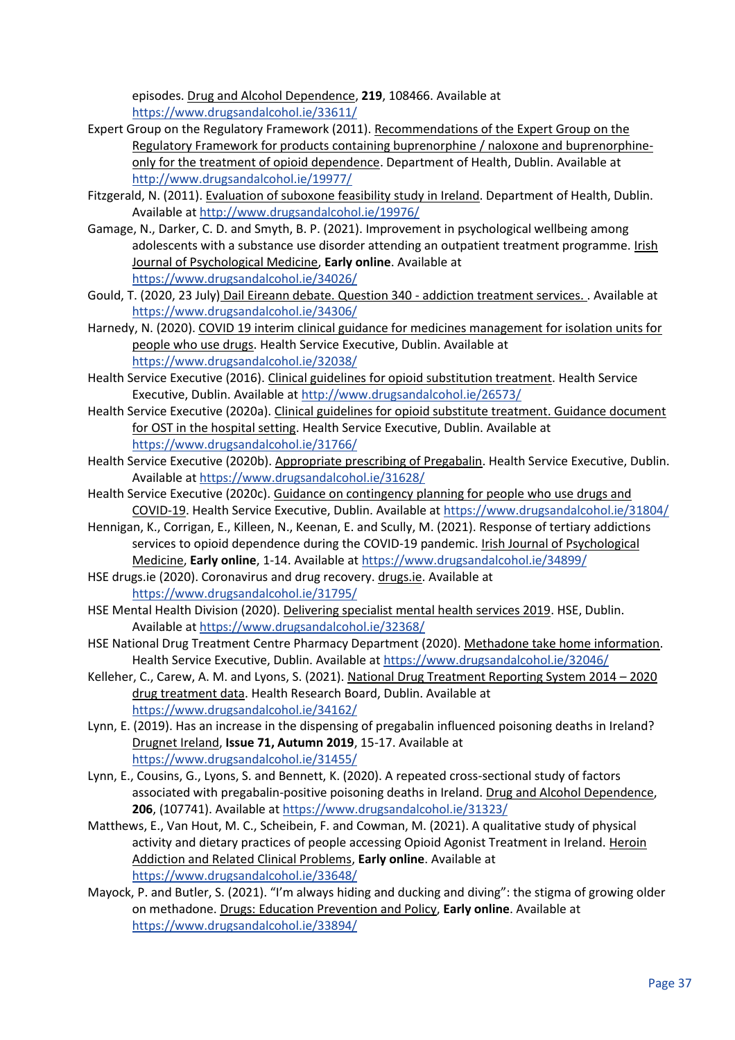episodes. Drug and Alcohol Dependence, **219**, 108466. Available at https://www.drugsandalcohol.ie/33611/

Expert Group on the Regulatory Framework (2011). Recommendations of the Expert Group on the Regulatory Framework for products containing buprenorphine / naloxone and buprenorphine-only for the treatment of opioid dependence. Department of Health, Dublin. Available at http://www.drugsandalcohol.ie/19977/

Fitzgerald, N. (2011). Evaluation of suboxone feasibility study in Ireland. Department of Health, Dublin. Available at http://www.drugsandalcohol.ie/19976/

Gamage, N., Darker, C. D. and Smyth, B. P. (2021). Improvement in psychological wellbeing among adolescents with a substance use disorder attending an outpatient treatment programme. Irish Journal of Psychological Medicine, **Early online**. Available at https://www.drugsandalcohol.ie/34026/

Gould, T. (2020, 23 July) Dail Eireann debate. Question 340 - addiction treatment services. . Available at https://www.drugsandalcohol.ie/34306/

Harnedy, N. (2020). COVID 19 interim clinical guidance for medicines management for isolation units for people who use drugs. Health Service Executive, Dublin. Available at https://www.drugsandalcohol.ie/32038/

Health Service Executive (2016). Clinical guidelines for opioid substitution treatment. Health Service Executive, Dublin. Available at http://www.drugsandalcohol.ie/26573/

Health Service Executive (2020a). Clinical guidelines for opioid substitute treatment. Guidance document for OST in the hospital setting. Health Service Executive, Dublin. Available at https://www.drugsandalcohol.ie/31766/

Health Service Executive (2020b). Appropriate prescribing of Pregabalin. Health Service Executive, Dublin. Available at https://www.drugsandalcohol.ie/31628/

Health Service Executive (2020c). Guidance on contingency planning for people who use drugs and COVID-19. Health Service Executive, Dublin. Available at https://www.drugsandalcohol.ie/31804/

Hennigan, K., Corrigan, E., Killeen, N., Keenan, E. and Scully, M. (2021). Response of tertiary addictions services to opioid dependence during the COVID-19 pandemic. Irish Journal of Psychological Medicine, **Early online**, 1-14. Available at https://www.drugsandalcohol.ie/34899/

HSE drugs.ie (2020). Coronavirus and drug recovery. drugs.ie. Available at https://www.drugsandalcohol.ie/31795/

HSE Mental Health Division (2020). Delivering specialist mental health services 2019. HSE, Dublin. Available at https://www.drugsandalcohol.ie/32368/

HSE National Drug Treatment Centre Pharmacy Department (2020). Methadone take home information. Health Service Executive, Dublin. Available at https://www.drugsandalcohol.ie/32046/

Kelleher, C., Carew, A. M. and Lyons, S. (2021). National Drug Treatment Reporting System 2014 – 2020 drug treatment data. Health Research Board, Dublin. Available at https://www.drugsandalcohol.ie/34162/

Lynn, E. (2019). Has an increase in the dispensing of pregabalin influenced poisoning deaths in Ireland? Drugnet Ireland, **Issue 71, Autumn 2019**, 15-17. Available at https://www.drugsandalcohol.ie/31455/

Lynn, E., Cousins, G., Lyons, S. and Bennett, K. (2020). A repeated cross-sectional study of factors associated with pregabalin-positive poisoning deaths in Ireland. Drug and Alcohol Dependence, **206**, (107741). Available at https://www.drugsandalcohol.ie/31323/

Matthews, E., Van Hout, M. C., Scheibein, F. and Cowman, M. (2021). A qualitative study of physical activity and dietary practices of people accessing Opioid Agonist Treatment in Ireland. Heroin Addiction and Related Clinical Problems, **Early online**. Available at https://www.drugsandalcohol.ie/33648/

Mayock, P. and Butler, S. (2021). "I'm always hiding and ducking and diving": the stigma of growing older on methadone. Drugs: Education Prevention and Policy, **Early online**. Available at https://www.drugsandalcohol.ie/33894/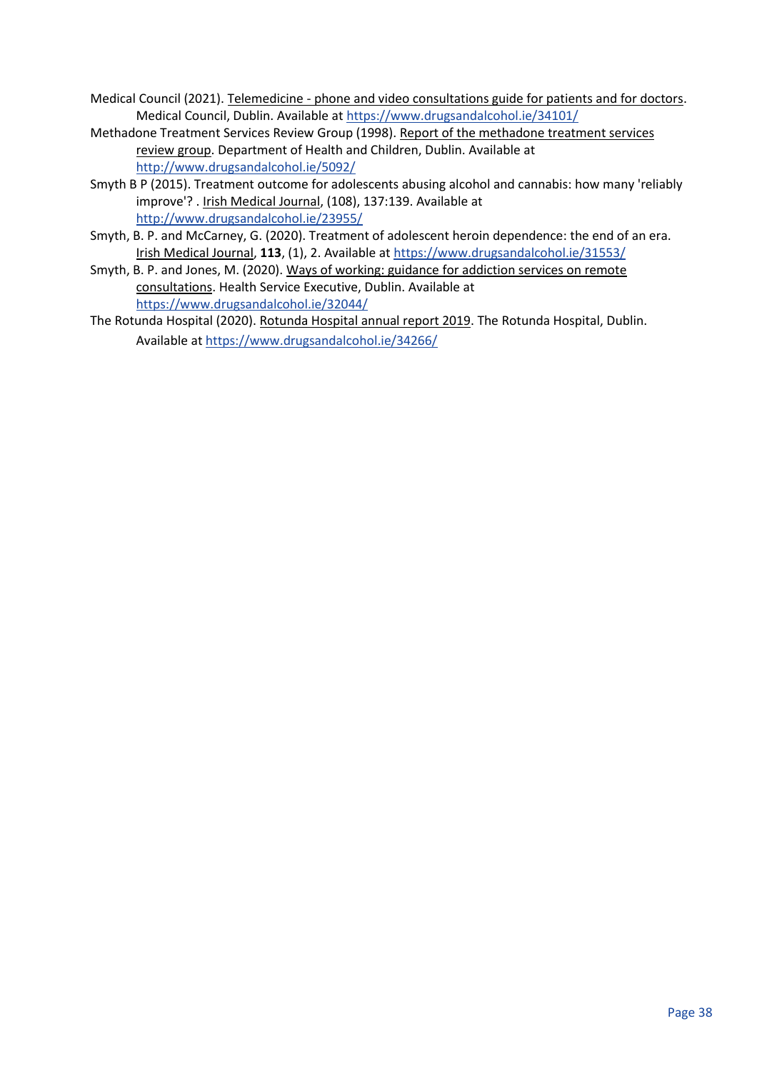Medical Council (2021). Telemedicine - phone and video consultations guide for patients and for doctors. Medical Council, Dublin. Available at https://www.drugsandalcohol.ie/34101/

Methadone Treatment Services Review Group (1998). Report of the methadone treatment services review group. Department of Health and Children, Dublin. Available at http://www.drugsandalcohol.ie/5092/

Smyth B P (2015). Treatment outcome for adolescents abusing alcohol and cannabis: how many 'reliably improve'? . Irish Medical Journal, (108), 137:139. Available at http://www.drugsandalcohol.ie/23955/

Smyth, B. P. and McCarney, G. (2020). Treatment of adolescent heroin dependence: the end of an era. Irish Medical Journal, **113**, (1), 2. Available at https://www.drugsandalcohol.ie/31553/

Smyth, B. P. and Jones, M. (2020). Ways of working: guidance for addiction services on remote consultations. Health Service Executive, Dublin. Available at https://www.drugsandalcohol.ie/32044/

The Rotunda Hospital (2020). Rotunda Hospital annual report 2019. The Rotunda Hospital, Dublin. Available at https://www.drugsandalcohol.ie/34266/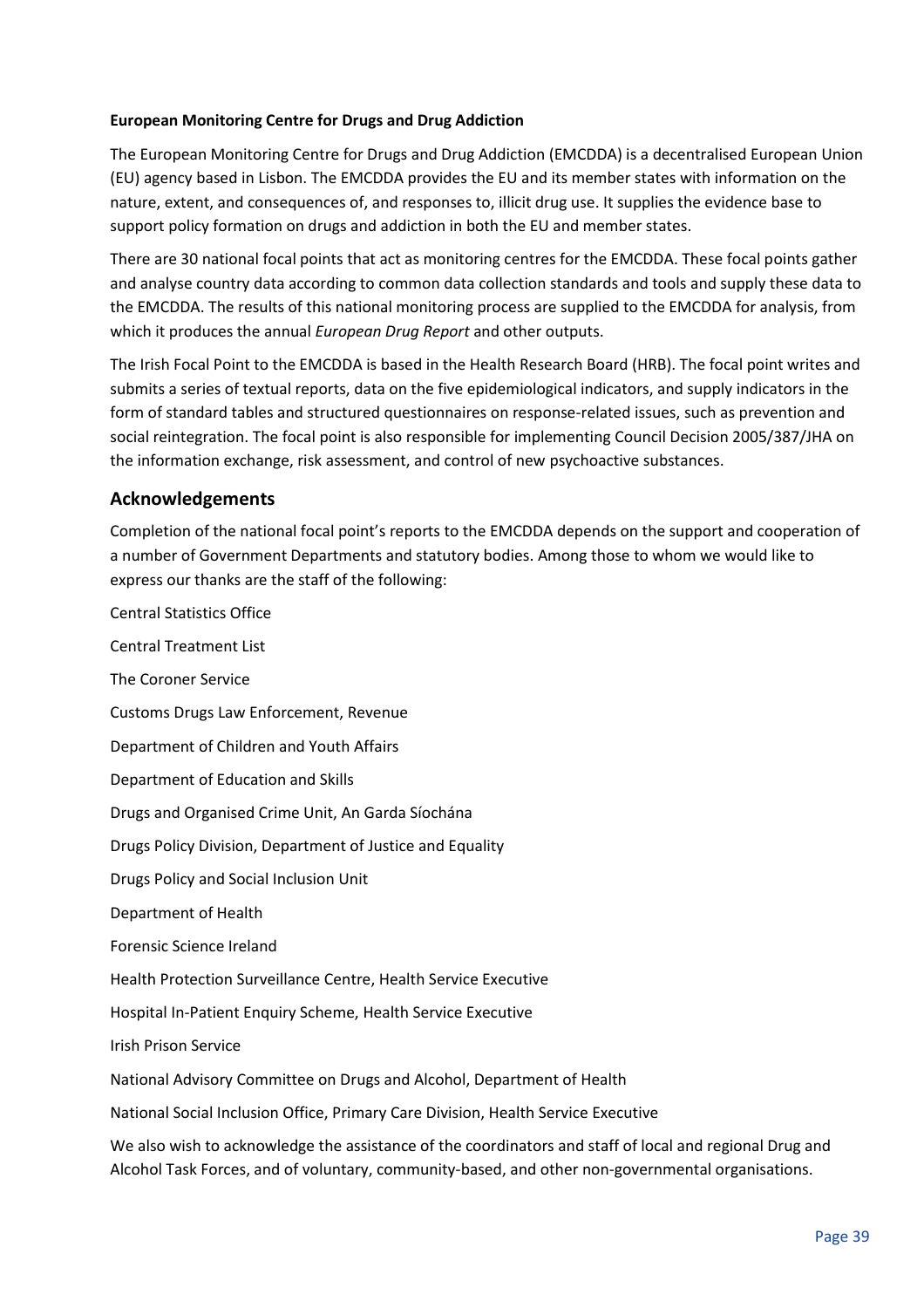**European Monitoring Centre for Drugs and Drug Addiction**

The European Monitoring Centre for Drugs and Drug Addiction (EMCDDA) is a decentralised European Union (EU) agency based in Lisbon. The EMCDDA provides the EU and its member states with information on the nature, extent, and consequences of, and responses to, illicit drug use. It supplies the evidence base to support policy formation on drugs and addiction in both the EU and member states.

There are 30 national focal points that act as monitoring centres for the EMCDDA. These focal points gather and analyse country data according to common data collection standards and tools and supply these data to the EMCDDA. The results of this national monitoring process are supplied to the EMCDDA for analysis, from which it produces the annual *European Drug Report* and other outputs.

The Irish Focal Point to the EMCDDA is based in the Health Research Board (HRB). The focal point writes and submits a series of textual reports, data on the five epidemiological indicators, and supply indicators in the form of standard tables and structured questionnaires on response-related issues, such as prevention and social reintegration. The focal point is also responsible for implementing Council Decision 2005/387/JHA on the information exchange, risk assessment, and control of new psychoactive substances.

## Acknowledgements

Completion of the national focal point's reports to the EMCDDA depends on the support and cooperation of a number of Government Departments and statutory bodies. Among those to whom we would like to express our thanks are the staff of the following:

Central Statistics Office

Central Treatment List

The Coroner Service

Customs Drugs Law Enforcement, Revenue

Department of Children and Youth Affairs

Department of Education and Skills

Drugs and Organised Crime Unit, An Garda Síochána

Drugs Policy Division, Department of Justice and Equality

Drugs Policy and Social Inclusion Unit

Department of Health

Forensic Science Ireland

Health Protection Surveillance Centre, Health Service Executive

Hospital In-Patient Enquiry Scheme, Health Service Executive

Irish Prison Service

National Advisory Committee on Drugs and Alcohol, Department of Health

National Social Inclusion Office, Primary Care Division, Health Service Executive

We also wish to acknowledge the assistance of the coordinators and staff of local and regional Drug and Alcohol Task Forces, and of voluntary, community-based, and other non-governmental organisations.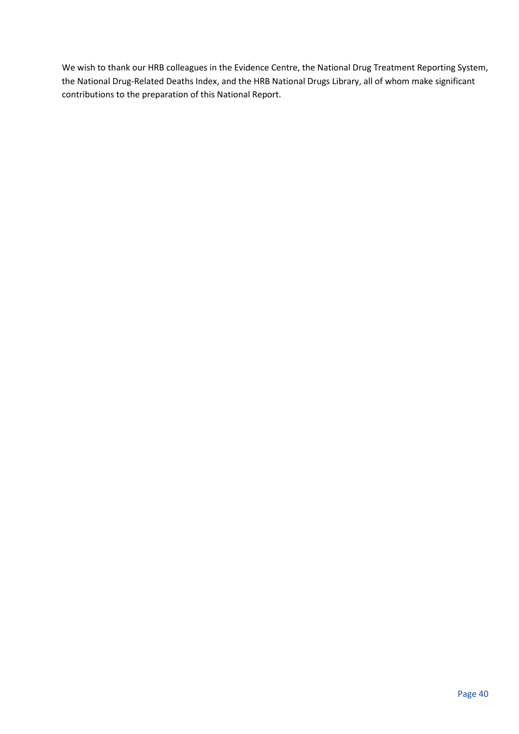We wish to thank our HRB colleagues in the Evidence Centre, the National Drug Treatment Reporting System, the National Drug-Related Deaths Index, and the HRB National Drugs Library, all of whom make significant contributions to the preparation of this National Report.